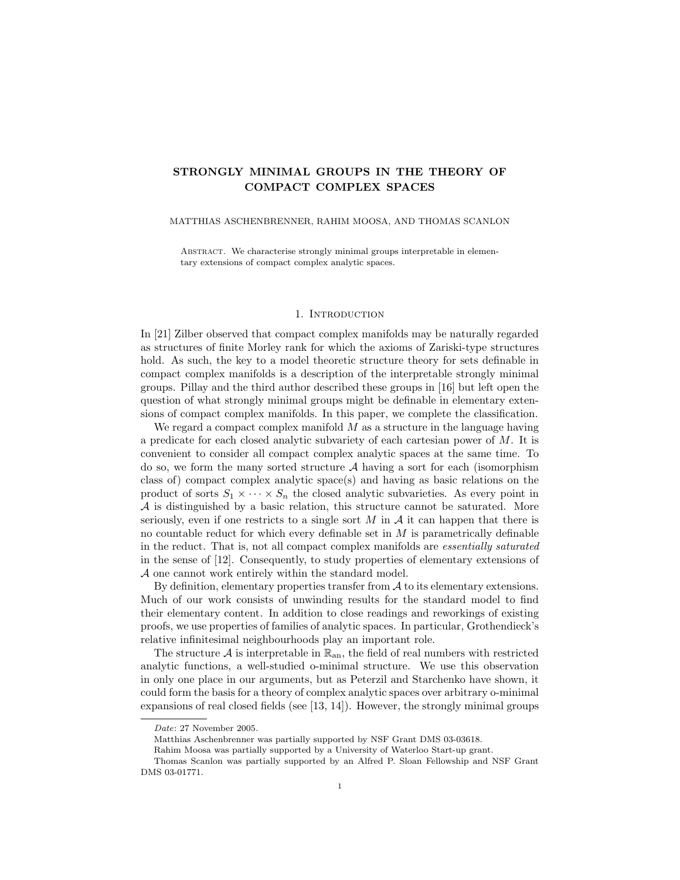# STRONGLY MINIMAL GROUPS IN THE THEORY OF COMPACT COMPLEX SPACES

MATTHIAS ASCHENBRENNER, RAHIM MOOSA, AND THOMAS SCANLON

ABSTRACT. We characterise strongly minimal groups interpretable in elementary extensions of compact complex analytic spaces.

## 1. Introduction

In [21] Zilber observed that compact complex manifolds may be naturally regarded as structures of finite Morley rank for which the axioms of Zariski-type structures hold. As such, the key to a model theoretic structure theory for sets definable in compact complex manifolds is a description of the interpretable strongly minimal groups. Pillay and the third author described these groups in [16] but left open the question of what strongly minimal groups might be definable in elementary extensions of compact complex manifolds. In this paper, we complete the classification.

We regard a compact complex manifold $M$ as a structure in the language having a predicate for each closed analytic subvariety of each cartesian power of $M$. It is convenient to consider all compact complex analytic spaces at the same time. To do so, we form the many sorted structure $\mathcal{A}$ having a sort for each (isomorphism class of) compact complex analytic space(s) and having as basic relations on the product of sorts $S_1 \times \cdots \times S_n$ the closed analytic subvarieties. As every point in $\mathcal{A}$ is distinguished by a basic relation, this structure cannot be saturated. More seriously, even if one restricts to a single sort $M$ in $\mathcal{A}$ it can happen that there is no countable reduct for which every definable set in $M$ is parametrically definable in the reduct. That is, not all compact complex manifolds are *essentially saturated* in the sense of [12]. Consequently, to study properties of elementary extensions of $\mathcal{A}$ one cannot work entirely within the standard model.

By definition, elementary properties transfer from $\mathcal{A}$ to its elementary extensions. Much of our work consists of unwinding results for the standard model to find their elementary content. In addition to close readings and reworkings of existing proofs, we use properties of families of analytic spaces. In particular, Grothendieck's relative infinitesimal neighbourhoods play an important role.

The structure $\mathcal{A}$ is interpretable in $\mathbb{R}_{\text{an}}$, the field of real numbers with restricted analytic functions, a well-studied o-minimal structure. We use this observation in only one place in our arguments, but as Peterzil and Starchenko have shown, it could form the basis for a theory of complex analytic spaces over arbitrary o-minimal expansions of real closed fields (see [13, 14]). However, the strongly minimal groups

---

*Date*: 27 November 2005.

Matthias Aschenbrenner was partially supported by NSF Grant DMS 03-03618.

Rahim Moosa was partially supported by a University of Waterloo Start-up grant.

Thomas Scanlon was partially supported by an Alfred P. Sloan Fellowship and NSF Grant DMS 03-01771.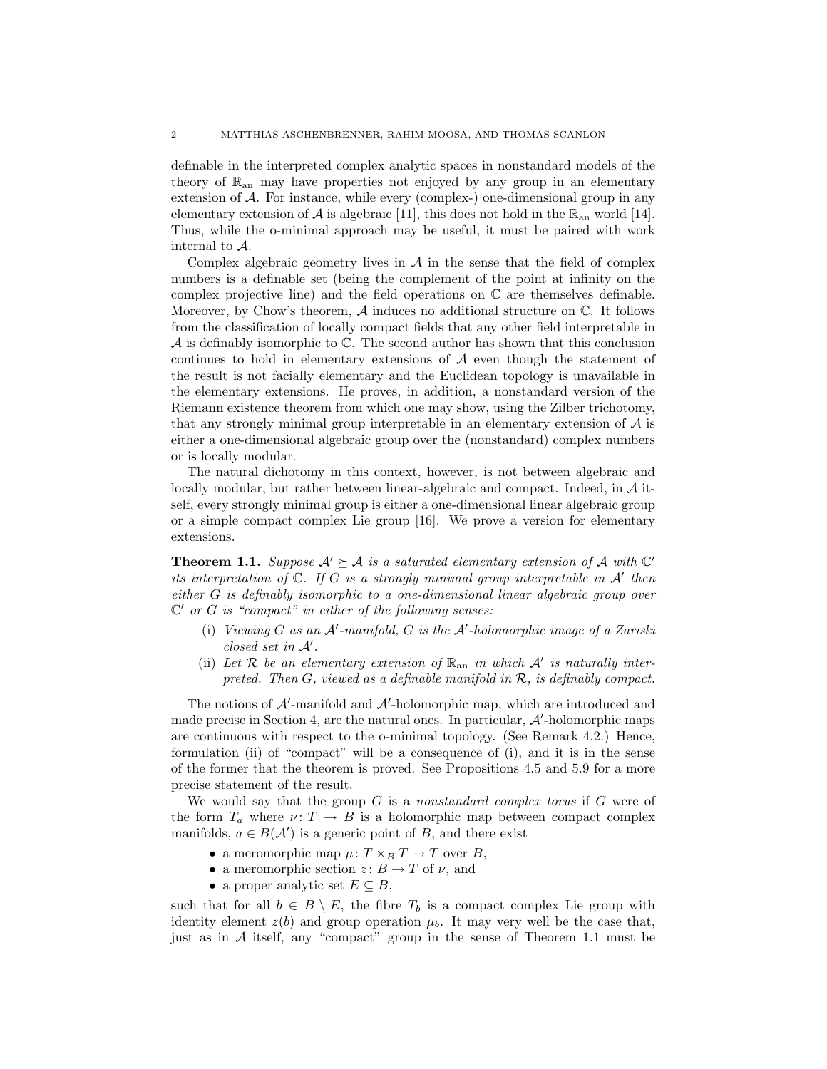definable in the interpreted complex analytic spaces in nonstandard models of the theory of $\mathbb{R}_{\text{an}}$ may have properties not enjoyed by any group in an elementary extension of $\mathcal{A}$. For instance, while every (complex-) one-dimensional group in any elementary extension of $\mathcal{A}$ is algebraic [11], this does not hold in the $\mathbb{R}_{\text{an}}$ world [14]. Thus, while the o-minimal approach may be useful, it must be paired with work internal to $\mathcal{A}$.

Complex algebraic geometry lives in $\mathcal{A}$ in the sense that the field of complex numbers is a definable set (being the complement of the point at infinity on the complex projective line) and the field operations on $\mathbb{C}$ are themselves definable. Moreover, by Chow's theorem, $\mathcal{A}$ induces no additional structure on $\mathbb{C}$. It follows from the classification of locally compact fields that any other field interpretable in $\mathcal{A}$ is definably isomorphic to $\mathbb{C}$. The second author has shown that this conclusion continues to hold in elementary extensions of $\mathcal{A}$ even though the statement of the result is not facially elementary and the Euclidean topology is unavailable in the elementary extensions. He proves, in addition, a nonstandard version of the Riemann existence theorem from which one may show, using the Zilber trichotomy, that any strongly minimal group interpretable in an elementary extension of $\mathcal{A}$ is either a one-dimensional algebraic group over the (nonstandard) complex numbers or is locally modular.

The natural dichotomy in this context, however, is not between algebraic and locally modular, but rather between linear-algebraic and compact. Indeed, in $\mathcal{A}$ itself, every strongly minimal group is either a one-dimensional linear algebraic group or a simple compact complex Lie group [16]. We prove a version for elementary extensions.

**Theorem 1.1.** *Suppose $\mathcal{A}' \succeq \mathcal{A}$ is a saturated elementary extension of $\mathcal{A}$ with $\mathbb{C}'$ its interpretation of $\mathbb{C}$. If $G$ is a strongly minimal group interpretable in $\mathcal{A}'$ then either $G$ is definably isomorphic to a one-dimensional linear algebraic group over $\mathbb{C}'$ or $G$ is "compact" in either of the following senses:*

- (i) *Viewing $G$ as an $\mathcal{A}'$-manifold, $G$ is the $\mathcal{A}'$-holomorphic image of a Zariski closed set in $\mathcal{A}'$.*
- (ii) *Let $\mathcal{R}$ be an elementary extension of $\mathbb{R}_{\text{an}}$ in which $\mathcal{A}'$ is naturally interpreted. Then $G$, viewed as a definable manifold in $\mathcal{R}$, is definably compact.*

The notions of $\mathcal{A}'$-manifold and $\mathcal{A}'$-holomorphic map, which are introduced and made precise in Section 4, are the natural ones. In particular, $\mathcal{A}'$-holomorphic maps are continuous with respect to the o-minimal topology. (See Remark 4.2.) Hence, formulation (ii) of "compact" will be a consequence of (i), and it is in the sense of the former that the theorem is proved. See Propositions 4.5 and 5.9 for a more precise statement of the result.

We would say that the group $G$ is a *nonstandard complex torus* if $G$ were of the form $T_a$ where $\nu\colon T \to B$ is a holomorphic map between compact complex manifolds, $a \in B(\mathcal{A}')$ is a generic point of $B$, and there exist

- a meromorphic map $\mu\colon T \times_B T \to T$ over $B$,
- a meromorphic section $z\colon B \to T$ of $\nu$, and
- a proper analytic set $E \subseteq B$,

such that for all $b \in B \setminus E$, the fibre $T_b$ is a compact complex Lie group with identity element $z(b)$ and group operation $\mu_b$. It may very well be the case that, just as in $\mathcal{A}$ itself, any "compact" group in the sense of Theorem 1.1 must be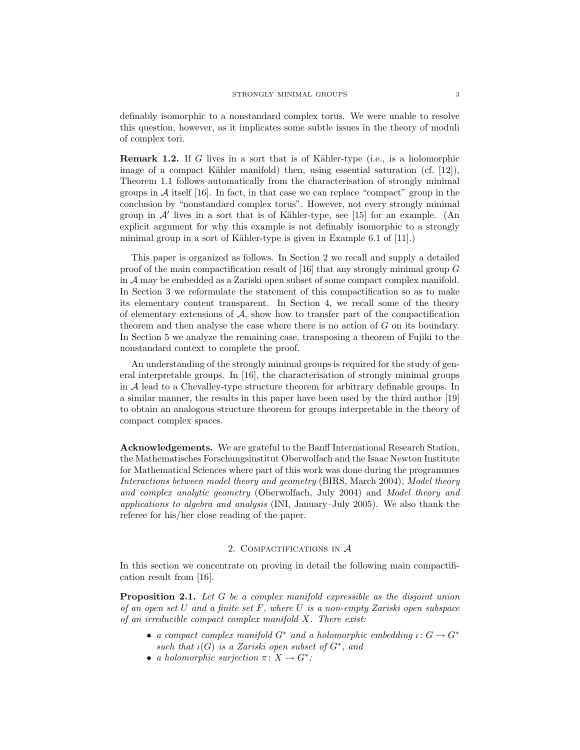definably isomorphic to a nonstandard complex torus. We were unable to resolve this question, however, as it implicates some subtle issues in the theory of moduli of complex tori.

**Remark 1.2.** If $G$ lives in a sort that is of Kähler-type (i.e., is a holomorphic image of a compact Kähler manifold) then, using essential saturation (cf. [12]), Theorem 1.1 follows automatically from the characterisation of strongly minimal groups in $\mathcal{A}$ itself [16]. In fact, in that case we can replace "compact" group in the conclusion by "nonstandard complex torus". However, not every strongly minimal group in $\mathcal{A}'$ lives in a sort that is of Kähler-type, see [15] for an example. (An explicit argument for why this example is not definably isomorphic to a strongly minimal group in a sort of Kähler-type is given in Example 6.1 of [11].)

This paper is organized as follows. In Section 2 we recall and supply a detailed proof of the main compactification result of [16] that any strongly minimal group $G$ in $\mathcal{A}$ may be embedded as a Zariski open subset of some compact complex manifold. In Section 3 we reformulate the statement of this compactification so as to make its elementary content transparent. In Section 4, we recall some of the theory of elementary extensions of $\mathcal{A}$, show how to transfer part of the compactification theorem and then analyse the case where there is no action of $G$ on its boundary. In Section 5 we analyze the remaining case, transposing a theorem of Fujiki to the nonstandard context to complete the proof.

An understanding of the strongly minimal groups is required for the study of general interpretable groups. In [16], the characterisation of strongly minimal groups in $\mathcal{A}$ lead to a Chevalley-type structure theorem for arbitrary definable groups. In a similar manner, the results in this paper have been used by the third author [19] to obtain an analogous structure theorem for groups interpretable in the theory of compact complex spaces.

**Acknowledgements.** We are grateful to the Banff International Research Station, the Mathematisches Forschungsinstitut Oberwolfach and the Isaac Newton Institute for Mathematical Sciences where part of this work was done during the programmes *Interactions between model theory and geometry* (BIRS, March 2004), *Model theory and complex analytic geometry* (Oberwolfach, July 2004) and *Model theory and applications to algebra and analysis* (INI, January–July 2005). We also thank the referee for his/her close reading of the paper.

## 2. Compactifications in $\mathcal{A}$

In this section we concentrate on proving in detail the following main compactification result from [16].

**Proposition 2.1.** *Let $G$ be a complex manifold expressible as the disjoint union of an open set $U$ and a finite set $F$, where $U$ is a non-empty Zariski open subspace of an irreducible compact complex manifold $X$. There exist:*

- *a compact complex manifold $G^*$ and a holomorphic embedding $\iota\colon G \to G^*$ such that $\iota(G)$ is a Zariski open subset of $G^*$, and*
- *a holomorphic surjection $\pi\colon X \to G^*$;*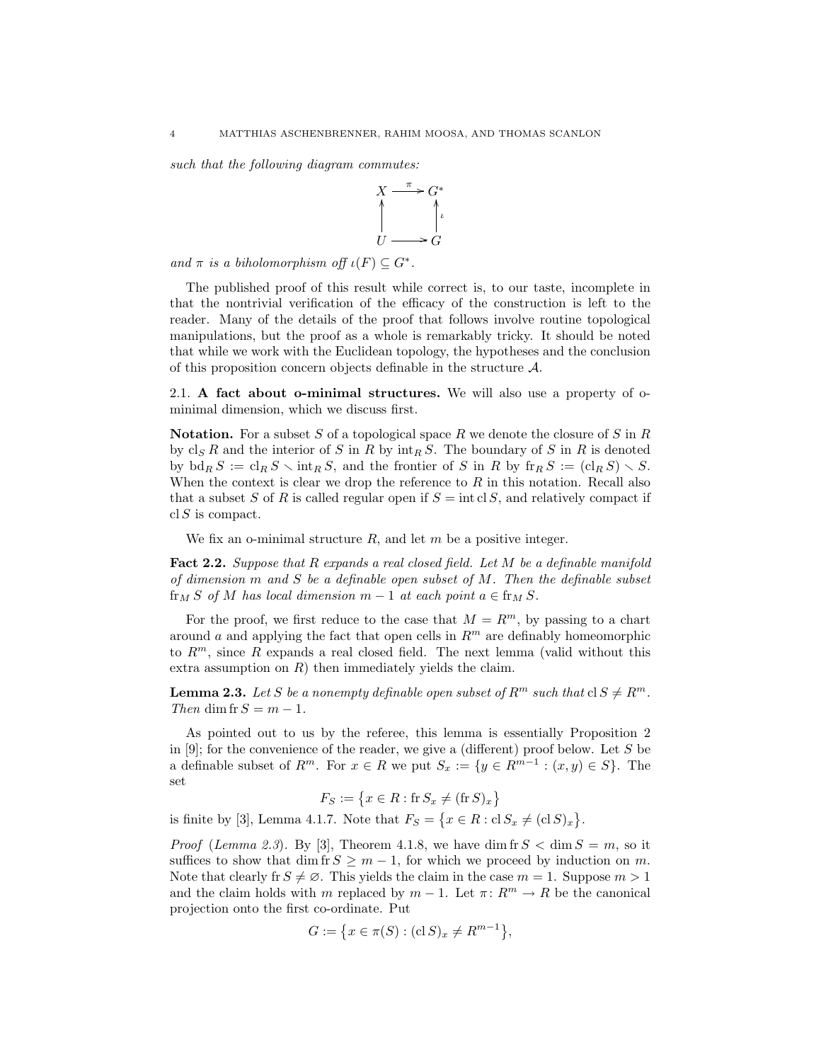*such that the following diagram commutes:*

$$\begin{array}{ccc} X & \xrightarrow{\pi} & G^* \\ \uparrow & & \uparrow \iota \\ U & \longrightarrow & G \end{array}$$

*and $\pi$ is a biholomorphism off $\iota(F) \subseteq G^*$.*

The published proof of this result while correct is, to our taste, incomplete in that the nontrivial verification of the efficacy of the construction is left to the reader. Many of the details of the proof that follows involve routine topological manipulations, but the proof as a whole is remarkably tricky. It should be noted that while we work with the Euclidean topology, the hypotheses and the conclusion of this proposition concern objects definable in the structure $\mathcal{A}$.

2.1. **A fact about o-minimal structures.** We will also use a property of o-minimal dimension, which we discuss first.

**Notation.** For a subset $S$ of a topological space $R$ we denote the closure of $S$ in $R$ by $\operatorname{cl}_S R$ and the interior of $S$ in $R$ by $\operatorname{int}_R S$. The boundary of $S$ in $R$ is denoted by $\operatorname{bd}_R S := \operatorname{cl}_R S \smallsetminus \operatorname{int}_R S$, and the frontier of $S$ in $R$ by $\operatorname{fr}_R S := (\operatorname{cl}_R S) \smallsetminus S$. When the context is clear we drop the reference to $R$ in this notation. Recall also that a subset $S$ of $R$ is called regular open if $S = \operatorname{int} \operatorname{cl} S$, and relatively compact if $\operatorname{cl} S$ is compact.

We fix an o-minimal structure $R$, and let $m$ be a positive integer.

**Fact 2.2.** *Suppose that $R$ expands a real closed field. Let $M$ be a definable manifold of dimension $m$ and $S$ be a definable open subset of $M$. Then the definable subset $\operatorname{fr}_M S$ of $M$ has local dimension $m-1$ at each point $a \in \operatorname{fr}_M S$.*

For the proof, we first reduce to the case that $M = R^m$, by passing to a chart around $a$ and applying the fact that open cells in $R^m$ are definably homeomorphic to $R^m$, since $R$ expands a real closed field. The next lemma (valid without this extra assumption on $R$) then immediately yields the claim.

**Lemma 2.3.** *Let $S$ be a nonempty definable open subset of $R^m$ such that $\operatorname{cl} S \neq R^m$. Then $\dim \operatorname{fr} S = m-1$.*

As pointed out to us by the referee, this lemma is essentially Proposition 2 in [9]; for the convenience of the reader, we give a (different) proof below. Let $S$ be a definable subset of $R^m$. For $x \in R$ we put $S_x := \{y \in R^{m-1} : (x,y) \in S\}$. The set

$$F_S := \{x \in R : \operatorname{fr} S_x \neq (\operatorname{fr} S)_x\}$$

is finite by [3], Lemma 4.1.7. Note that $F_S = \{x \in R : \operatorname{cl} S_x \neq (\operatorname{cl} S)_x\}$.

*Proof* (*Lemma 2.3*). By [3], Theorem 4.1.8, we have $\dim \operatorname{fr} S < \dim S = m$, so it suffices to show that $\dim \operatorname{fr} S \geq m-1$, for which we proceed by induction on $m$. Note that clearly $\operatorname{fr} S \neq \varnothing$. This yields the claim in the case $m=1$. Suppose $m>1$ and the claim holds with $m$ replaced by $m-1$. Let $\pi \colon R^m \to R$ be the canonical projection onto the first co-ordinate. Put

$$G := \{x \in \pi(S) : (\operatorname{cl} S)_x \neq R^{m-1}\},$$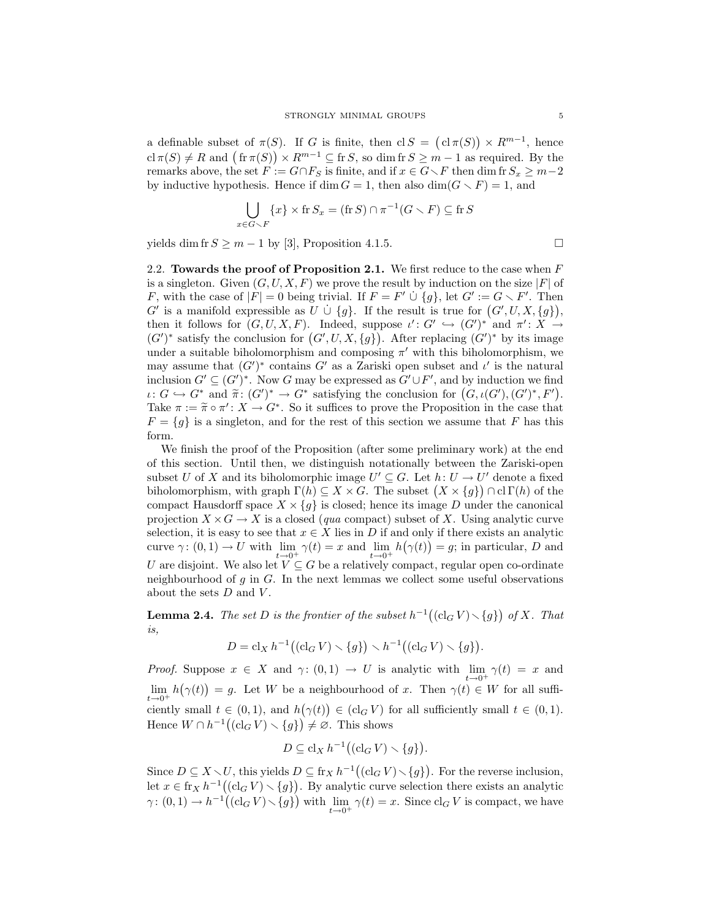a definable subset of $\pi(S)$. If $G$ is finite, then $\operatorname{cl} S = \big(\operatorname{cl}\pi(S)\big) \times R^{m-1}$, hence $\operatorname{cl}\pi(S) \neq R$ and $\big(\operatorname{fr}\pi(S)\big) \times R^{m-1} \subseteq \operatorname{fr} S$, so $\dim \operatorname{fr} S \geq m-1$ as required. By the remarks above, the set $F := G \cap F_S$ is finite, and if $x \in G \smallsetminus F$ then $\dim \operatorname{fr} S_x \geq m-2$ by inductive hypothesis. Hence if $\dim G = 1$, then also $\dim(G \smallsetminus F) = 1$, and

$$\bigcup_{x \in G \smallsetminus F} \{x\} \times \operatorname{fr} S_x = (\operatorname{fr} S) \cap \pi^{-1}(G \smallsetminus F) \subseteq \operatorname{fr} S$$

yields $\dim \operatorname{fr} S \geq m-1$ by [3], Proposition 4.1.5. $\square$

2.2. **Towards the proof of Proposition 2.1.** We first reduce to the case when $F$ is a singleton. Given $(G, U, X, F)$ we prove the result by induction on the size $|F|$ of $F$, with the case of $|F| = 0$ being trivial. If $F = F' \mathbin{\dot\cup} \{g\}$, let $G' := G \smallsetminus F'$. Then $G'$ is a manifold expressible as $U \mathbin{\dot\cup} \{g\}$. If the result is true for $\big(G', U, X, \{g\}\big)$, then it follows for $(G, U, X, F)$. Indeed, suppose $\iota' \colon G' \hookrightarrow (G')^*$ and $\pi' \colon X \to (G')^*$ satisfy the conclusion for $\big(G', U, X, \{g\}\big)$. After replacing $(G')^*$ by its image under a suitable biholomorphism and composing $\pi'$ with this biholomorphism, we may assume that $(G')^*$ contains $G'$ as a Zariski open subset and $\iota'$ is the natural inclusion $G' \subseteq (G')^*$. Now $G$ may be expressed as $G' \cup F'$, and by induction we find $\iota \colon G \hookrightarrow G^*$ and $\widetilde{\pi} \colon (G')^* \to G^*$ satisfying the conclusion for $\big(G, \iota(G'), (G')^*, F'\big)$. Take $\pi := \widetilde{\pi} \circ \pi' \colon X \to G^*$. So it suffices to prove the Proposition in the case that $F = \{g\}$ is a singleton, and for the rest of this section we assume that $F$ has this form.

We finish the proof of the Proposition (after some preliminary work) at the end of this section. Until then, we distinguish notationally between the Zariski-open subset $U$ of $X$ and its biholomorphic image $U' \subseteq G$. Let $h \colon U \to U'$ denote a fixed biholomorphism, with graph $\Gamma(h) \subseteq X \times G$. The subset $\big(X \times \{g\}\big) \cap \operatorname{cl}\Gamma(h)$ of the compact Hausdorff space $X \times \{g\}$ is closed; hence its image $D$ under the canonical projection $X \times G \to X$ is a closed (*qua* compact) subset of $X$. Using analytic curve selection, it is easy to see that $x \in X$ lies in $D$ if and only if there exists an analytic curve $\gamma \colon (0,1) \to U$ with $\lim_{t \to 0^+} \gamma(t) = x$ and $\lim_{t \to 0^+} h\big(\gamma(t)\big) = g$; in particular, $D$ and $U$ are disjoint. We also let $V \subseteq G$ be a relatively compact, regular open co-ordinate neighbourhood of $g$ in $G$. In the next lemmas we collect some useful observations about the sets $D$ and $V$.

**Lemma 2.4.** *The set $D$ is the frontier of the subset $h^{-1}\big((\operatorname{cl}_G V) \smallsetminus \{g\}\big)$ of $X$. That is,*

$$D = \operatorname{cl}_X h^{-1}\big((\operatorname{cl}_G V) \smallsetminus \{g\}\big) \smallsetminus h^{-1}\big((\operatorname{cl}_G V) \smallsetminus \{g\}\big).$$

*Proof.* Suppose $x \in X$ and $\gamma \colon (0,1) \to U$ is analytic with $\lim_{t \to 0^+} \gamma(t) = x$ and $\lim_{t \to 0^+} h\big(\gamma(t)\big) = g$. Let $W$ be a neighbourhood of $x$. Then $\gamma(t) \in W$ for all sufficiently small $t \in (0,1)$, and $h\big(\gamma(t)\big) \in (\operatorname{cl}_G V)$ for all sufficiently small $t \in (0,1)$. Hence $W \cap h^{-1}\big((\operatorname{cl}_G V) \smallsetminus \{g\}\big) \neq \varnothing$. This shows

$$D \subseteq \operatorname{cl}_X h^{-1}\big((\operatorname{cl}_G V) \smallsetminus \{g\}\big).$$

Since $D \subseteq X \smallsetminus U$, this yields $D \subseteq \operatorname{fr}_X h^{-1}\big((\operatorname{cl}_G V) \smallsetminus \{g\}\big)$. For the reverse inclusion, let $x \in \operatorname{fr}_X h^{-1}\big((\operatorname{cl}_G V) \smallsetminus \{g\}\big)$. By analytic curve selection there exists an analytic $\gamma \colon (0,1) \to h^{-1}\big((\operatorname{cl}_G V) \smallsetminus \{g\}\big)$ with $\lim_{t \to 0^+} \gamma(t) = x$. Since $\operatorname{cl}_G V$ is compact, we have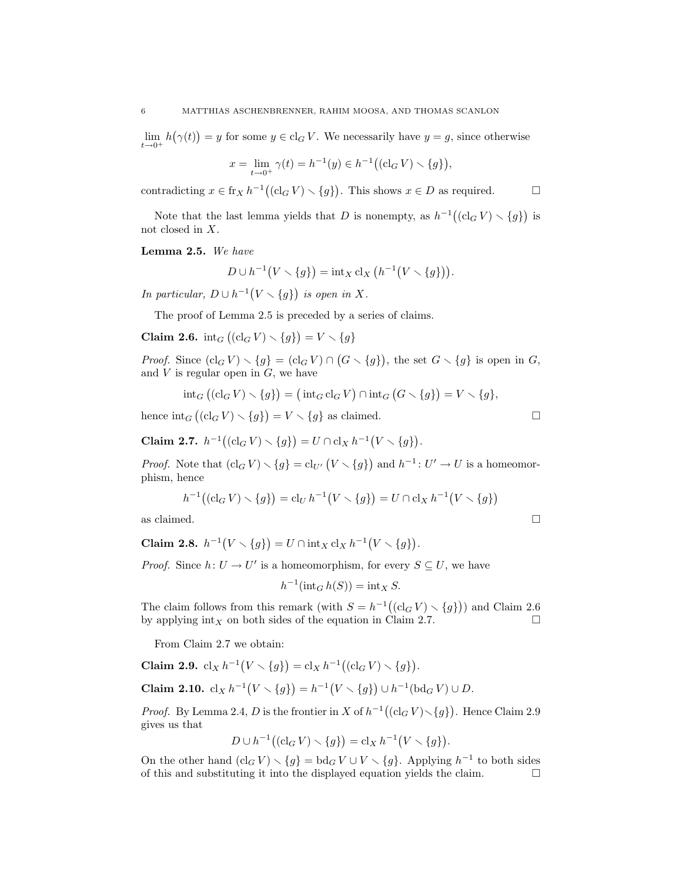$\lim_{t\to 0^+} h\big(\gamma(t)\big) = y$ for some $y \in \operatorname{cl}_G V$. We necessarily have $y = g$, since otherwise

$$x = \lim_{t\to 0^+} \gamma(t) = h^{-1}(y) \in h^{-1}\big((\operatorname{cl}_G V) \smallsetminus \{g\}\big),$$

contradicting $x \in \operatorname{fr}_X h^{-1}\big((\operatorname{cl}_G V) \smallsetminus \{g\}\big)$. This shows $x \in D$ as required. □

Note that the last lemma yields that $D$ is nonempty, as $h^{-1}\big((\operatorname{cl}_G V) \smallsetminus \{g\}\big)$ is not closed in $X$.

**Lemma 2.5.** *We have*

$$D \cup h^{-1}\big(V \smallsetminus \{g\}\big) = \operatorname{int}_X \operatorname{cl}_X \big(h^{-1}\big(V \smallsetminus \{g\}\big)\big).$$

*In particular, $D \cup h^{-1}\big(V \smallsetminus \{g\}\big)$ is open in $X$.*

The proof of Lemma 2.5 is preceded by a series of claims.

**Claim 2.6.** $\operatorname{int}_G \big((\operatorname{cl}_G V) \smallsetminus \{g\}\big) = V \smallsetminus \{g\}$

*Proof.* Since $(\operatorname{cl}_G V) \smallsetminus \{g\} = (\operatorname{cl}_G V) \cap \big(G \smallsetminus \{g\}\big)$, the set $G \smallsetminus \{g\}$ is open in $G$, and $V$ is regular open in $G$, we have

$$\operatorname{int}_G \big((\operatorname{cl}_G V) \smallsetminus \{g\}\big) = \big(\operatorname{int}_G \operatorname{cl}_G V\big) \cap \operatorname{int}_G \big(G \smallsetminus \{g\}\big) = V \smallsetminus \{g\},$$

hence $\operatorname{int}_G \big((\operatorname{cl}_G V) \smallsetminus \{g\}\big) = V \smallsetminus \{g\}$ as claimed. □

**Claim 2.7.** $h^{-1}\big((\operatorname{cl}_G V) \smallsetminus \{g\}\big) = U \cap \operatorname{cl}_X h^{-1}\big(V \smallsetminus \{g\}\big)$.

*Proof.* Note that $(\operatorname{cl}_G V) \smallsetminus \{g\} = \operatorname{cl}_{U'} \big(V \smallsetminus \{g\}\big)$ and $h^{-1}\colon U' \to U$ is a homeomorphism, hence

$$h^{-1}\big((\operatorname{cl}_G V) \smallsetminus \{g\}\big) = \operatorname{cl}_U h^{-1}\big(V \smallsetminus \{g\}\big) = U \cap \operatorname{cl}_X h^{-1}\big(V \smallsetminus \{g\}\big)$$

as claimed. □

**Claim 2.8.** $h^{-1}\big(V \smallsetminus \{g\}\big) = U \cap \operatorname{int}_X \operatorname{cl}_X h^{-1}\big(V \smallsetminus \{g\}\big)$.

*Proof.* Since $h\colon U \to U'$ is a homeomorphism, for every $S \subseteq U$, we have

$$h^{-1}(\operatorname{int}_G h(S)) = \operatorname{int}_X S.$$

The claim follows from this remark (with $S = h^{-1}\big((\operatorname{cl}_G V) \smallsetminus \{g\}\big)$) and Claim 2.6 by applying $\operatorname{int}_X$ on both sides of the equation in Claim 2.7. □

From Claim 2.7 we obtain:

**Claim 2.9.** $\operatorname{cl}_X h^{-1}\big(V \smallsetminus \{g\}\big) = \operatorname{cl}_X h^{-1}\big((\operatorname{cl}_G V) \smallsetminus \{g\}\big)$.

**Claim 2.10.** $\operatorname{cl}_X h^{-1}\big(V \smallsetminus \{g\}\big) = h^{-1}\big(V \smallsetminus \{g\}\big) \cup h^{-1}(\operatorname{bd}_G V) \cup D$.

*Proof.* By Lemma 2.4, $D$ is the frontier in $X$ of $h^{-1}\big((\operatorname{cl}_G V) \smallsetminus \{g\}\big)$. Hence Claim 2.9 gives us that

$$D \cup h^{-1}\big((\operatorname{cl}_G V) \smallsetminus \{g\}\big) = \operatorname{cl}_X h^{-1}\big(V \smallsetminus \{g\}\big).$$

On the other hand $(\operatorname{cl}_G V) \smallsetminus \{g\} = \operatorname{bd}_G V \cup V \smallsetminus \{g\}$. Applying $h^{-1}$ to both sides of this and substituting it into the displayed equation yields the claim. □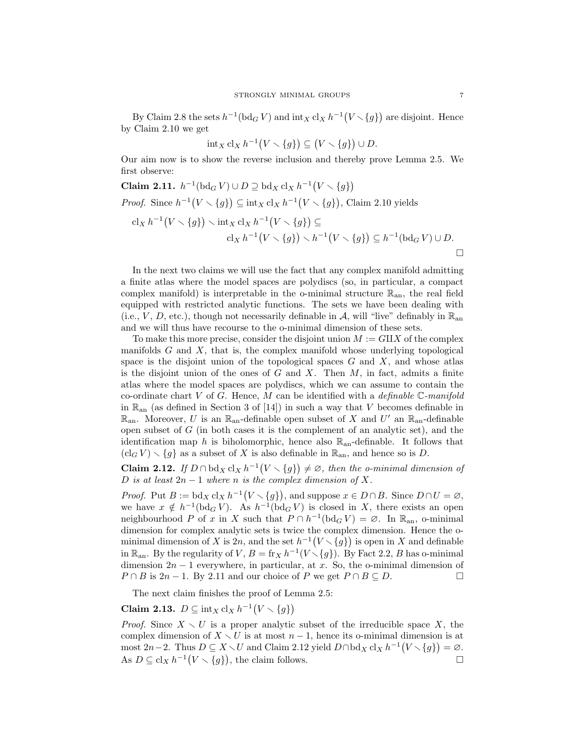By Claim 2.8 the sets $h^{-1}(\mathrm{bd}_G V)$ and $\mathrm{int}_X \,\mathrm{cl}_X \, h^{-1}\big(V \smallsetminus \{g\}\big)$ are disjoint. Hence by Claim 2.10 we get

$$\mathrm{int}_X \,\mathrm{cl}_X \, h^{-1}\big(V \smallsetminus \{g\}\big) \subseteq \big(V \smallsetminus \{g\}\big) \cup D.$$

Our aim now is to show the reverse inclusion and thereby prove Lemma 2.5. We first observe:

**Claim 2.11.** $h^{-1}(\mathrm{bd}_G V) \cup D \supseteq \mathrm{bd}_X \,\mathrm{cl}_X \, h^{-1}\big(V \smallsetminus \{g\}\big)$

*Proof.* Since $h^{-1}\big(V \smallsetminus \{g\}\big) \subseteq \mathrm{int}_X \,\mathrm{cl}_X \, h^{-1}\big(V \smallsetminus \{g\}\big)$, Claim 2.10 yields

$$\mathrm{cl}_X \, h^{-1}\big(V \smallsetminus \{g\}\big) \smallsetminus \mathrm{int}_X \,\mathrm{cl}_X \, h^{-1}\big(V \smallsetminus \{g\}\big) \subseteq \mathrm{cl}_X \, h^{-1}\big(V \smallsetminus \{g\}\big) \smallsetminus h^{-1}\big(V \smallsetminus \{g\}\big) \subseteq h^{-1}(\mathrm{bd}_G V) \cup D.$$

□

In the next two claims we will use the fact that any complex manifold admitting a finite atlas where the model spaces are polydiscs (so, in particular, a compact complex manifold) is interpretable in the o-minimal structure $\mathbb{R}_{\mathrm{an}}$, the real field equipped with restricted analytic functions. The sets we have been dealing with (i.e., $V$, $D$, etc.), though not necessarily definable in $\mathcal{A}$, will "live" definably in $\mathbb{R}_{\mathrm{an}}$ and we will thus have recourse to the o-minimal dimension of these sets.

To make this more precise, consider the disjoint union $M := G \amalg X$ of the complex manifolds $G$ and $X$, that is, the complex manifold whose underlying topological space is the disjoint union of the topological spaces $G$ and $X$, and whose atlas is the disjoint union of the ones of $G$ and $X$. Then $M$, in fact, admits a finite atlas where the model spaces are polydiscs, which we can assume to contain the co-ordinate chart $V$ of $G$. Hence, $M$ can be identified with a *definable $\mathbb{C}$-manifold* in $\mathbb{R}_{\mathrm{an}}$ (as defined in Section 3 of [14]) in such a way that $V$ becomes definable in $\mathbb{R}_{\mathrm{an}}$. Moreover, $U$ is an $\mathbb{R}_{\mathrm{an}}$-definable open subset of $X$ and $U'$ an $\mathbb{R}_{\mathrm{an}}$-definable open subset of $G$ (in both cases it is the complement of an analytic set), and the identification map $h$ is biholomorphic, hence also $\mathbb{R}_{\mathrm{an}}$-definable. It follows that $(\mathrm{cl}_G V) \smallsetminus \{g\}$ as a subset of $X$ is also definable in $\mathbb{R}_{\mathrm{an}}$, and hence so is $D$.

**Claim 2.12.** *If $D \cap \mathrm{bd}_X \,\mathrm{cl}_X \, h^{-1}\big(V \smallsetminus \{g\}\big) \neq \varnothing$, then the o-minimal dimension of $D$ is at least $2n-1$ where $n$ is the complex dimension of $X$.*

*Proof.* Put $B := \mathrm{bd}_X \,\mathrm{cl}_X \, h^{-1}\big(V \smallsetminus \{g\}\big)$, and suppose $x \in D \cap B$. Since $D \cap U = \varnothing$, we have $x \notin h^{-1}(\mathrm{bd}_G V)$. As $h^{-1}(\mathrm{bd}_G V)$ is closed in $X$, there exists an open neighbourhood $P$ of $x$ in $X$ such that $P \cap h^{-1}(\mathrm{bd}_G V) = \varnothing$. In $\mathbb{R}_{\mathrm{an}}$, o-minimal dimension for complex analytic sets is twice the complex dimension. Hence the o-minimal dimension of $X$ is $2n$, and the set $h^{-1}\big(V \smallsetminus \{g\}\big)$ is open in $X$ and definable in $\mathbb{R}_{\mathrm{an}}$. By the regularity of $V$, $B = \mathrm{fr}_X \, h^{-1}(V \smallsetminus \{g\})$. By Fact 2.2, $B$ has o-minimal dimension $2n-1$ everywhere, in particular, at $x$. So, the o-minimal dimension of $P \cap B$ is $2n-1$. By 2.11 and our choice of $P$ we get $P \cap B \subseteq D$. □

The next claim finishes the proof of Lemma 2.5:

**Claim 2.13.** $D \subseteq \mathrm{int}_X \,\mathrm{cl}_X \, h^{-1}\big(V \smallsetminus \{g\}\big)$

*Proof.* Since $X \smallsetminus U$ is a proper analytic subset of the irreducible space $X$, the complex dimension of $X \smallsetminus U$ is at most $n-1$, hence its o-minimal dimension is at most $2n-2$. Thus $D \subseteq X \smallsetminus U$ and Claim 2.12 yield $D \cap \mathrm{bd}_X \,\mathrm{cl}_X \, h^{-1}\big(V \smallsetminus \{g\}\big) = \varnothing$. As $D \subseteq \mathrm{cl}_X \, h^{-1}\big(V \smallsetminus \{g\}\big)$, the claim follows. □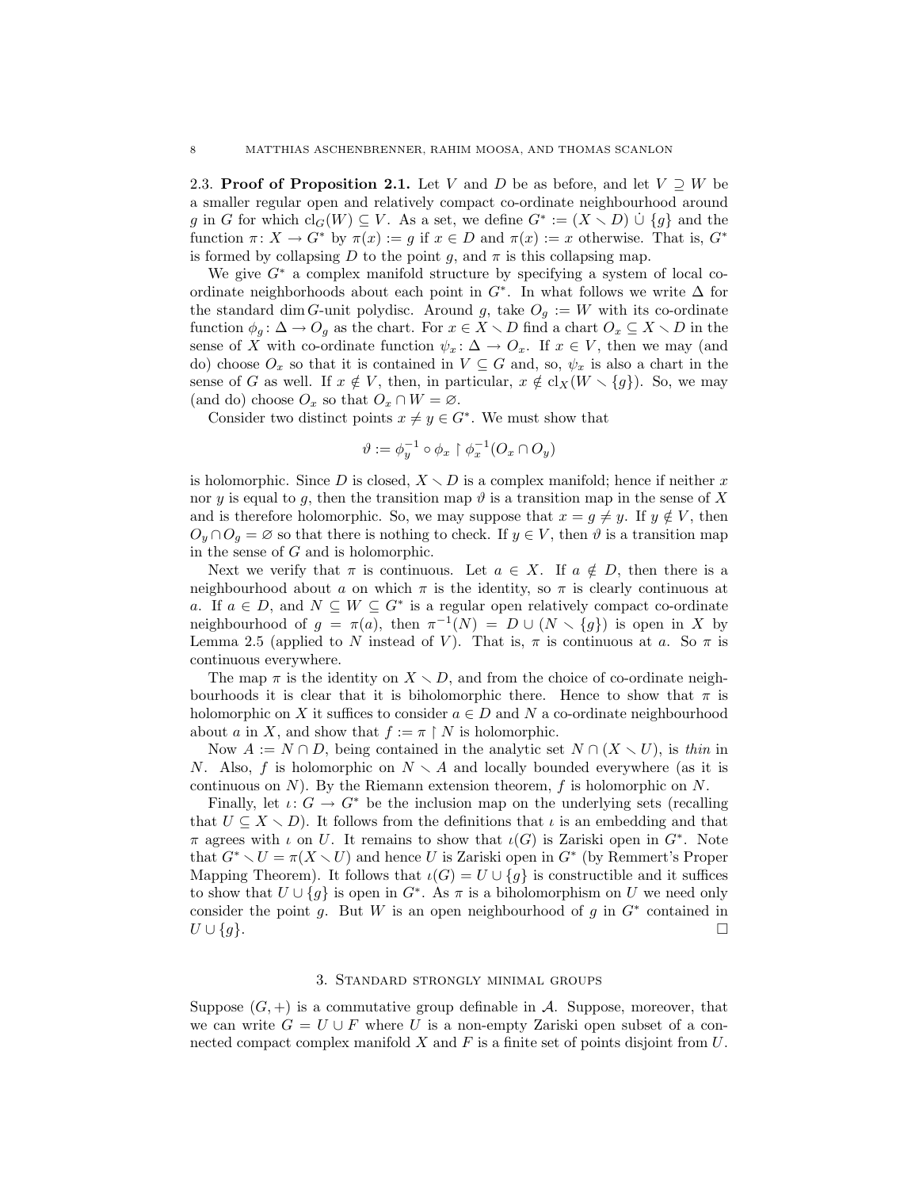**2.3. Proof of Proposition 2.1.** Let $V$ and $D$ be as before, and let $V \supseteq W$ be a smaller regular open and relatively compact co-ordinate neighbourhood around $g$ in $G$ for which $\mathrm{cl}_G(W) \subseteq V$. As a set, we define $G^* := (X \setminus D) \dot\cup \{g\}$ and the function $\pi \colon X \to G^*$ by $\pi(x) := g$ if $x \in D$ and $\pi(x) := x$ otherwise. That is, $G^*$ is formed by collapsing $D$ to the point $g$, and $\pi$ is this collapsing map.

We give $G^*$ a complex manifold structure by specifying a system of local co-ordinate neighborhoods about each point in $G^*$. In what follows we write $\Delta$ for the standard $\dim G$-unit polydisc. Around $g$, take $O_g := W$ with its co-ordinate function $\phi_g \colon \Delta \to O_g$ as the chart. For $x \in X \setminus D$ find a chart $O_x \subseteq X \setminus D$ in the sense of $X$ with co-ordinate function $\psi_x \colon \Delta \to O_x$. If $x \in V$, then we may (and do) choose $O_x$ so that it is contained in $V \subseteq G$ and, so, $\psi_x$ is also a chart in the sense of $G$ as well. If $x \notin V$, then, in particular, $x \notin \mathrm{cl}_X(W \setminus \{g\})$. So, we may (and do) choose $O_x$ so that $O_x \cap W = \varnothing$.

Consider two distinct points $x \neq y \in G^*$. We must show that

$$\vartheta := \phi_y^{-1} \circ \phi_x \restriction \phi_x^{-1}(O_x \cap O_y)$$

is holomorphic. Since $D$ is closed, $X \setminus D$ is a complex manifold; hence if neither $x$ nor $y$ is equal to $g$, then the transition map $\vartheta$ is a transition map in the sense of $X$ and is therefore holomorphic. So, we may suppose that $x = g \neq y$. If $y \notin V$, then $O_y \cap O_g = \varnothing$ so that there is nothing to check. If $y \in V$, then $\vartheta$ is a transition map in the sense of $G$ and is holomorphic.

Next we verify that $\pi$ is continuous. Let $a \in X$. If $a \notin D$, then there is a neighbourhood about $a$ on which $\pi$ is the identity, so $\pi$ is clearly continuous at $a$. If $a \in D$, and $N \subseteq W \subseteq G^*$ is a regular open relatively compact co-ordinate neighbourhood of $g = \pi(a)$, then $\pi^{-1}(N) = D \cup (N \setminus \{g\})$ is open in $X$ by Lemma 2.5 (applied to $N$ instead of $V$). That is, $\pi$ is continuous at $a$. So $\pi$ is continuous everywhere.

The map $\pi$ is the identity on $X \setminus D$, and from the choice of co-ordinate neighbourhoods it is clear that it is biholomorphic there. Hence to show that $\pi$ is holomorphic on $X$ it suffices to consider $a \in D$ and $N$ a co-ordinate neighbourhood about $a$ in $X$, and show that $f := \pi \restriction N$ is holomorphic.

Now $A := N \cap D$, being contained in the analytic set $N \cap (X \setminus U)$, is *thin* in $N$. Also, $f$ is holomorphic on $N \setminus A$ and locally bounded everywhere (as it is continuous on $N$). By the Riemann extension theorem, $f$ is holomorphic on $N$.

Finally, let $\iota \colon G \to G^*$ be the inclusion map on the underlying sets (recalling that $U \subseteq X \setminus D$). It follows from the definitions that $\iota$ is an embedding and that $\pi$ agrees with $\iota$ on $U$. It remains to show that $\iota(G)$ is Zariski open in $G^*$. Note that $G^* \setminus U = \pi(X \setminus U)$ and hence $U$ is Zariski open in $G^*$ (by Remmert's Proper Mapping Theorem). It follows that $\iota(G) = U \cup \{g\}$ is constructible and it suffices to show that $U \cup \{g\}$ is open in $G^*$. As $\pi$ is a biholomorphism on $U$ we need only consider the point $g$. But $W$ is an open neighbourhood of $g$ in $G^*$ contained in $U \cup \{g\}$. $\square$

## 3. Standard strongly minimal groups

Suppose $(G, +)$ is a commutative group definable in $\mathcal{A}$. Suppose, moreover, that we can write $G = U \cup F$ where $U$ is a non-empty Zariski open subset of a connected compact complex manifold $X$ and $F$ is a finite set of points disjoint from $U$.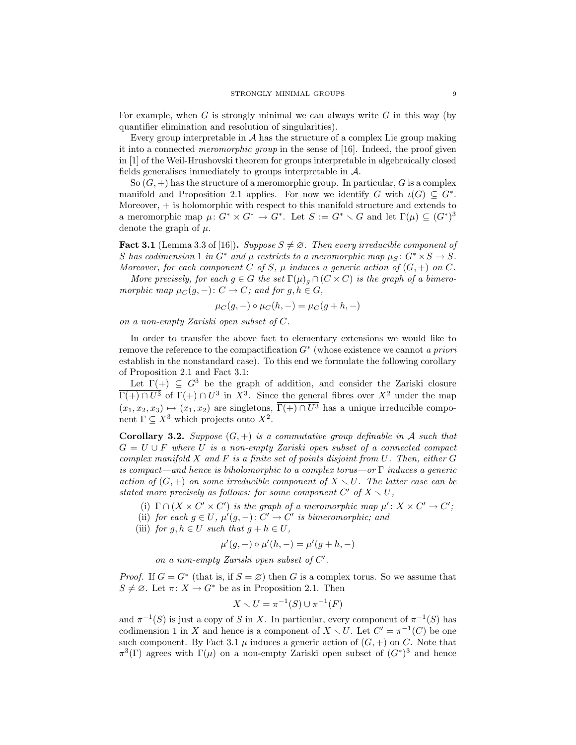For example, when $G$ is strongly minimal we can always write $G$ in this way (by quantifier elimination and resolution of singularities).

Every group interpretable in $\mathcal{A}$ has the structure of a complex Lie group making it into a connected *meromorphic group* in the sense of [16]. Indeed, the proof given in [1] of the Weil-Hrushovski theorem for groups interpretable in algebraically closed fields generalises immediately to groups interpretable in $\mathcal{A}$.

So $(G, +)$ has the structure of a meromorphic group. In particular, $G$ is a complex manifold and Proposition 2.1 applies. For now we identify $G$ with $\iota(G) \subseteq G^*$. Moreover, $+$ is holomorphic with respect to this manifold structure and extends to a meromorphic map $\mu\colon G^* \times G^* \to G^*$. Let $S := G^* \setminus G$ and let $\Gamma(\mu) \subseteq (G^*)^3$ denote the graph of $\mu$.

**Fact 3.1** (Lemma 3.3 of [16])**.** *Suppose $S \neq \varnothing$. Then every irreducible component of $S$ has codimension 1 in $G^*$ and $\mu$ restricts to a meromorphic map $\mu_S\colon G^* \times S \to S$. Moreover, for each component $C$ of $S$, $\mu$ induces a generic action of $(G, +)$ on $C$.*

*More precisely, for each $g \in G$ the set $\Gamma(\mu)_g \cap (C \times C)$ is the graph of a bimeromorphic map $\mu_C(g, -)\colon C \to C$; and for $g, h \in G$,*

$$\mu_C(g, -) \circ \mu_C(h, -) = \mu_C(g + h, -)$$

*on a non-empty Zariski open subset of $C$.*

In order to transfer the above fact to elementary extensions we would like to remove the reference to the compactification $G^*$ (whose existence we cannot *a priori* establish in the nonstandard case). To this end we formulate the following corollary of Proposition 2.1 and Fact 3.1:

Let $\Gamma(+) \subseteq G^3$ be the graph of addition, and consider the Zariski closure $\overline{\Gamma(+) \cap U^3}$ of $\Gamma(+) \cap U^3$ in $X^3$. Since the general fibres over $X^2$ under the map $(x_1, x_2, x_3) \mapsto (x_1, x_2)$ are singletons, $\overline{\Gamma(+) \cap U^3}$ has a unique irreducible component $\Gamma \subseteq X^3$ which projects onto $X^2$.

**Corollary 3.2.** *Suppose $(G, +)$ is a commutative group definable in $\mathcal{A}$ such that $G = U \cup F$ where $U$ is a non-empty Zariski open subset of a connected compact complex manifold $X$ and $F$ is a finite set of points disjoint from $U$. Then, either $G$ is compact—and hence is biholomorphic to a complex torus—or $\Gamma$ induces a generic action of $(G, +)$ on some irreducible component of $X \setminus U$. The latter case can be stated more precisely as follows: for some component $C'$ of $X \setminus U$,*

- (i) *$\Gamma \cap (X \times C' \times C')$ is the graph of a meromorphic map $\mu'\colon X \times C' \to C'$;*
- (ii) *for each $g \in U$, $\mu'(g, -)\colon C' \to C'$ is bimeromorphic; and*
- (iii) *for $g, h \in U$ such that $g + h \in U$,*

$$\mu'(g, -) \circ \mu'(h, -) = \mu'(g + h, -)$$

*on a non-empty Zariski open subset of $C'$.*

*Proof.* If $G = G^*$ (that is, if $S = \varnothing$) then $G$ is a complex torus. So we assume that $S \neq \varnothing$. Let $\pi\colon X \to G^*$ be as in Proposition 2.1. Then

$$X \setminus U = \pi^{-1}(S) \cup \pi^{-1}(F)$$

and $\pi^{-1}(S)$ is just a copy of $S$ in $X$. In particular, every component of $\pi^{-1}(S)$ has codimension 1 in $X$ and hence is a component of $X \setminus U$. Let $C' = \pi^{-1}(C)$ be one such component. By Fact 3.1 $\mu$ induces a generic action of $(G, +)$ on $C$. Note that $\pi^3(\Gamma)$ agrees with $\Gamma(\mu)$ on a non-empty Zariski open subset of $(G^*)^3$ and hence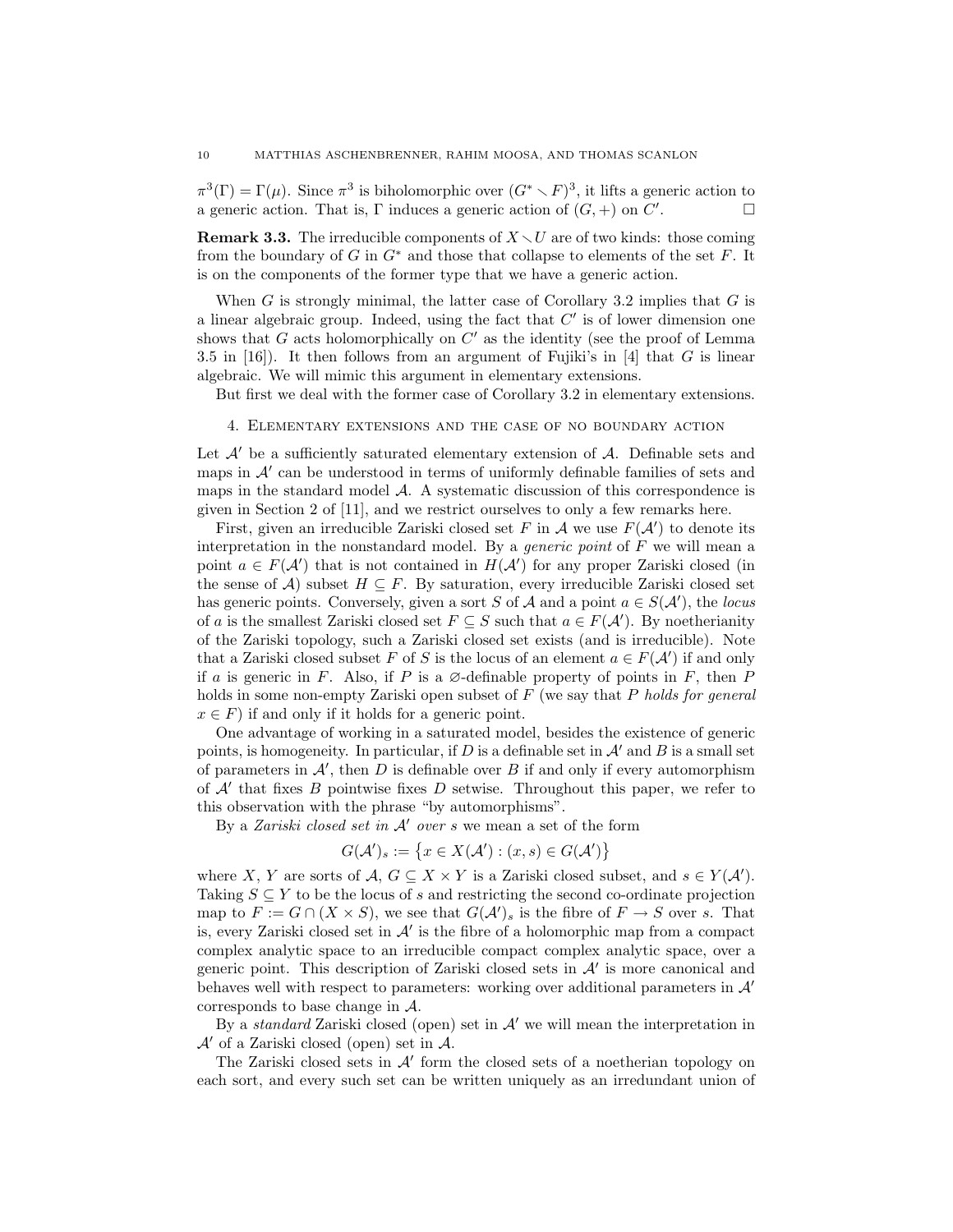$\pi^3(\Gamma) = \Gamma(\mu)$. Since $\pi^3$ is biholomorphic over $(G^* \setminus F)^3$, it lifts a generic action to a generic action. That is, $\Gamma$ induces a generic action of $(G, +)$ on $C'$. □

**Remark 3.3.** The irreducible components of $X \setminus U$ are of two kinds: those coming from the boundary of $G$ in $G^*$ and those that collapse to elements of the set $F$. It is on the components of the former type that we have a generic action.

When $G$ is strongly minimal, the latter case of Corollary 3.2 implies that $G$ is a linear algebraic group. Indeed, using the fact that $C'$ is of lower dimension one shows that $G$ acts holomorphically on $C'$ as the identity (see the proof of Lemma 3.5 in [16]). It then follows from an argument of Fujiki's in [4] that $G$ is linear algebraic. We will mimic this argument in elementary extensions.

But first we deal with the former case of Corollary 3.2 in elementary extensions.

## 4. Elementary extensions and the case of no boundary action

Let $\mathcal{A}'$ be a sufficiently saturated elementary extension of $\mathcal{A}$. Definable sets and maps in $\mathcal{A}'$ can be understood in terms of uniformly definable families of sets and maps in the standard model $\mathcal{A}$. A systematic discussion of this correspondence is given in Section 2 of [11], and we restrict ourselves to only a few remarks here.

First, given an irreducible Zariski closed set $F$ in $\mathcal{A}$ we use $F(\mathcal{A}')$ to denote its interpretation in the nonstandard model. By a *generic point* of $F$ we will mean a point $a \in F(\mathcal{A}')$ that is not contained in $H(\mathcal{A}')$ for any proper Zariski closed (in the sense of $\mathcal{A}$) subset $H \subseteq F$. By saturation, every irreducible Zariski closed set has generic points. Conversely, given a sort $S$ of $\mathcal{A}$ and a point $a \in S(\mathcal{A}')$, the *locus* of $a$ is the smallest Zariski closed set $F \subseteq S$ such that $a \in F(\mathcal{A}')$. By noetherianity of the Zariski topology, such a Zariski closed set exists (and is irreducible). Note that a Zariski closed subset $F$ of $S$ is the locus of an element $a \in F(\mathcal{A}')$ if and only if $a$ is generic in $F$. Also, if $P$ is a $\varnothing$-definable property of points in $F$, then $P$ holds in some non-empty Zariski open subset of $F$ (we say that $P$ *holds for general* $x \in F$) if and only if it holds for a generic point.

One advantage of working in a saturated model, besides the existence of generic points, is homogeneity. In particular, if $D$ is a definable set in $\mathcal{A}'$ and $B$ is a small set of parameters in $\mathcal{A}'$, then $D$ is definable over $B$ if and only if every automorphism of $\mathcal{A}'$ that fixes $B$ pointwise fixes $D$ setwise. Throughout this paper, we refer to this observation with the phrase "by automorphisms".

By a *Zariski closed set in* $\mathcal{A}'$ *over* $s$ we mean a set of the form

$$G(\mathcal{A}')_s := \{x \in X(\mathcal{A}') : (x, s) \in G(\mathcal{A}')\}$$

where $X$, $Y$ are sorts of $\mathcal{A}$, $G \subseteq X \times Y$ is a Zariski closed subset, and $s \in Y(\mathcal{A}')$. Taking $S \subseteq Y$ to be the locus of $s$ and restricting the second co-ordinate projection map to $F := G \cap (X \times S)$, we see that $G(\mathcal{A}')_s$ is the fibre of $F \to S$ over $s$. That is, every Zariski closed set in $\mathcal{A}'$ is the fibre of a holomorphic map from a compact complex analytic space to an irreducible compact complex analytic space, over a generic point. This description of Zariski closed sets in $\mathcal{A}'$ is more canonical and behaves well with respect to parameters: working over additional parameters in $\mathcal{A}'$ corresponds to base change in $\mathcal{A}$.

By a *standard* Zariski closed (open) set in $\mathcal{A}'$ we will mean the interpretation in $\mathcal{A}'$ of a Zariski closed (open) set in $\mathcal{A}$.

The Zariski closed sets in $\mathcal{A}'$ form the closed sets of a noetherian topology on each sort, and every such set can be written uniquely as an irredundant union of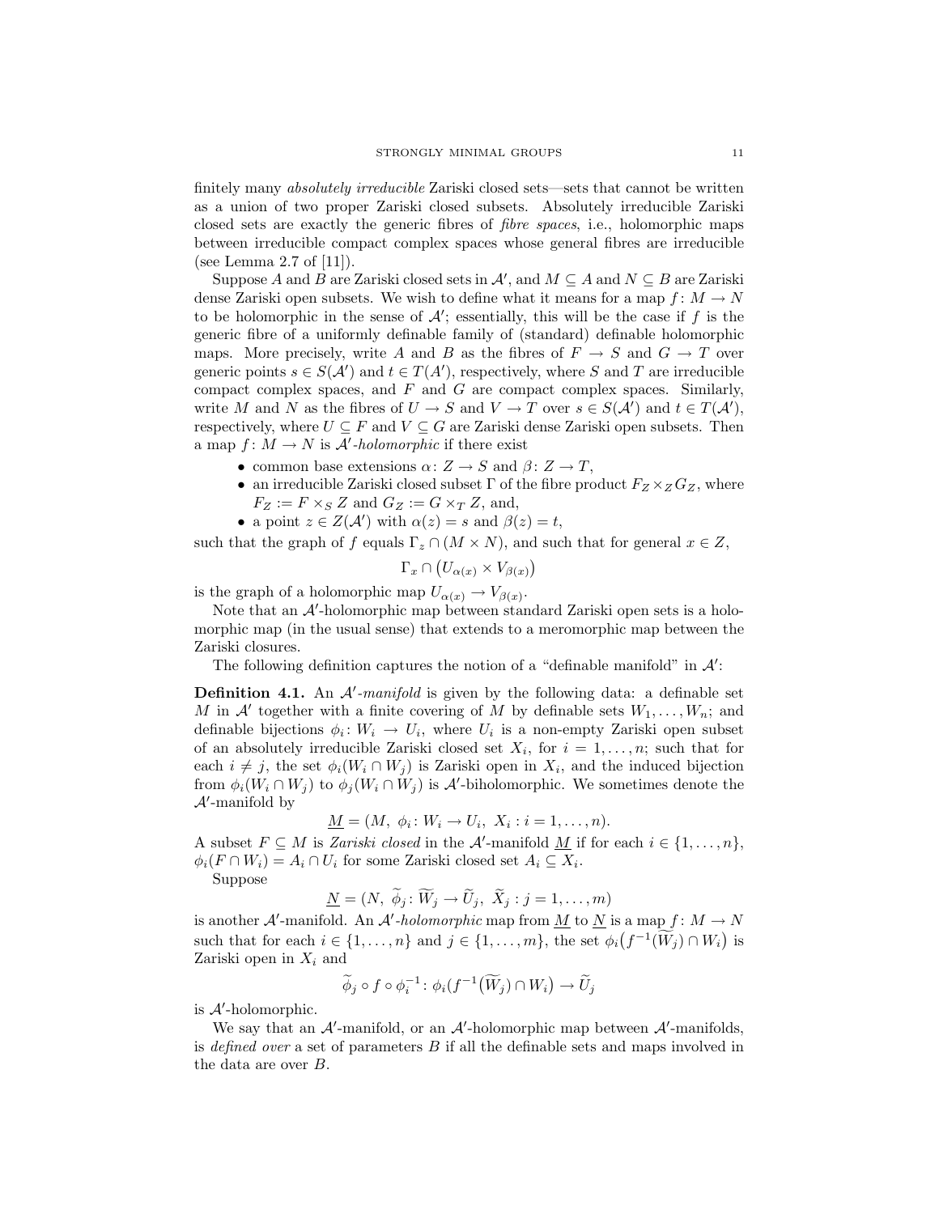finitely many *absolutely irreducible* Zariski closed sets—sets that cannot be written as a union of two proper Zariski closed subsets. Absolutely irreducible Zariski closed sets are exactly the generic fibres of *fibre spaces*, i.e., holomorphic maps between irreducible compact complex spaces whose general fibres are irreducible (see Lemma 2.7 of [11]).

Suppose $A$ and $B$ are Zariski closed sets in $\mathcal{A}'$, and $M \subseteq A$ and $N \subseteq B$ are Zariski dense Zariski open subsets. We wish to define what it means for a map $f\colon M \to N$ to be holomorphic in the sense of $\mathcal{A}'$; essentially, this will be the case if $f$ is the generic fibre of a uniformly definable family of (standard) definable holomorphic maps. More precisely, write $A$ and $B$ as the fibres of $F \to S$ and $G \to T$ over generic points $s \in S(\mathcal{A}')$ and $t \in T(\mathcal{A}')$, respectively, where $S$ and $T$ are irreducible compact complex spaces, and $F$ and $G$ are compact complex spaces. Similarly, write $M$ and $N$ as the fibres of $U \to S$ and $V \to T$ over $s \in S(\mathcal{A}')$ and $t \in T(\mathcal{A}')$, respectively, where $U \subseteq F$ and $V \subseteq G$ are Zariski dense Zariski open subsets. Then a map $f\colon M \to N$ is *$\mathcal{A}'$-holomorphic* if there exist

- common base extensions $\alpha\colon Z \to S$ and $\beta\colon Z \to T$,
- an irreducible Zariski closed subset $\Gamma$ of the fibre product $F_Z \times_Z G_Z$, where $F_Z := F \times_S Z$ and $G_Z := G \times_T Z$, and,
- a point $z \in Z(\mathcal{A}')$ with $\alpha(z) = s$ and $\beta(z) = t$,

such that the graph of $f$ equals $\Gamma_z \cap (M \times N)$, and such that for general $x \in Z$,

$$\Gamma_x \cap \big(U_{\alpha(x)} \times V_{\beta(x)}\big)$$

is the graph of a holomorphic map $U_{\alpha(x)} \to V_{\beta(x)}$.

Note that an $\mathcal{A}'$-holomorphic map between standard Zariski open sets is a holomorphic map (in the usual sense) that extends to a meromorphic map between the Zariski closures.

The following definition captures the notion of a "definable manifold" in $\mathcal{A}'$:

**Definition 4.1.** An *$\mathcal{A}'$-manifold* is given by the following data: a definable set $M$ in $\mathcal{A}'$ together with a finite covering of $M$ by definable sets $W_1, \ldots, W_n$; and definable bijections $\phi_i\colon W_i \to U_i$, where $U_i$ is a non-empty Zariski open subset of an absolutely irreducible Zariski closed set $X_i$, for $i = 1, \ldots, n$; such that for each $i \neq j$, the set $\phi_i(W_i \cap W_j)$ is Zariski open in $X_i$, and the induced bijection from $\phi_i(W_i \cap W_j)$ to $\phi_j(W_i \cap W_j)$ is $\mathcal{A}'$-biholomorphic. We sometimes denote the $\mathcal{A}'$-manifold by

$$\underline{M} = (M,\ \phi_i\colon W_i \to U_i,\ X_i : i = 1, \ldots, n).$$

A subset $F \subseteq M$ is *Zariski closed* in the $\mathcal{A}'$-manifold $\underline{M}$ if for each $i \in \{1, \ldots, n\}$, $\phi_i(F \cap W_i) = A_i \cap U_i$ for some Zariski closed set $A_i \subseteq X_i$.

Suppose

$$\underline{N} = (N,\ \widetilde{\phi}_j\colon \widetilde{W}_j \to \widetilde{U}_j,\ \widetilde{X}_j : j = 1, \ldots, m)$$

is another $\mathcal{A}'$-manifold. An *$\mathcal{A}'$-holomorphic* map from $\underline{M}$ to $\underline{N}$ is a map $f\colon M \to N$ such that for each $i \in \{1, \ldots, n\}$ and $j \in \{1, \ldots, m\}$, the set $\phi_i\big(f^{-1}(\widetilde{W}_j) \cap W_i\big)$ is Zariski open in $X_i$ and

$$\widetilde{\phi}_j \circ f \circ \phi_i^{-1}\colon \phi_i\big(f^{-1}(\widetilde{W}_j) \cap W_i\big) \to \widetilde{U}_j$$

is $\mathcal{A}'$-holomorphic.

We say that an $\mathcal{A}'$-manifold, or an $\mathcal{A}'$-holomorphic map between $\mathcal{A}'$-manifolds, is *defined over* a set of parameters $B$ if all the definable sets and maps involved in the data are over $B$.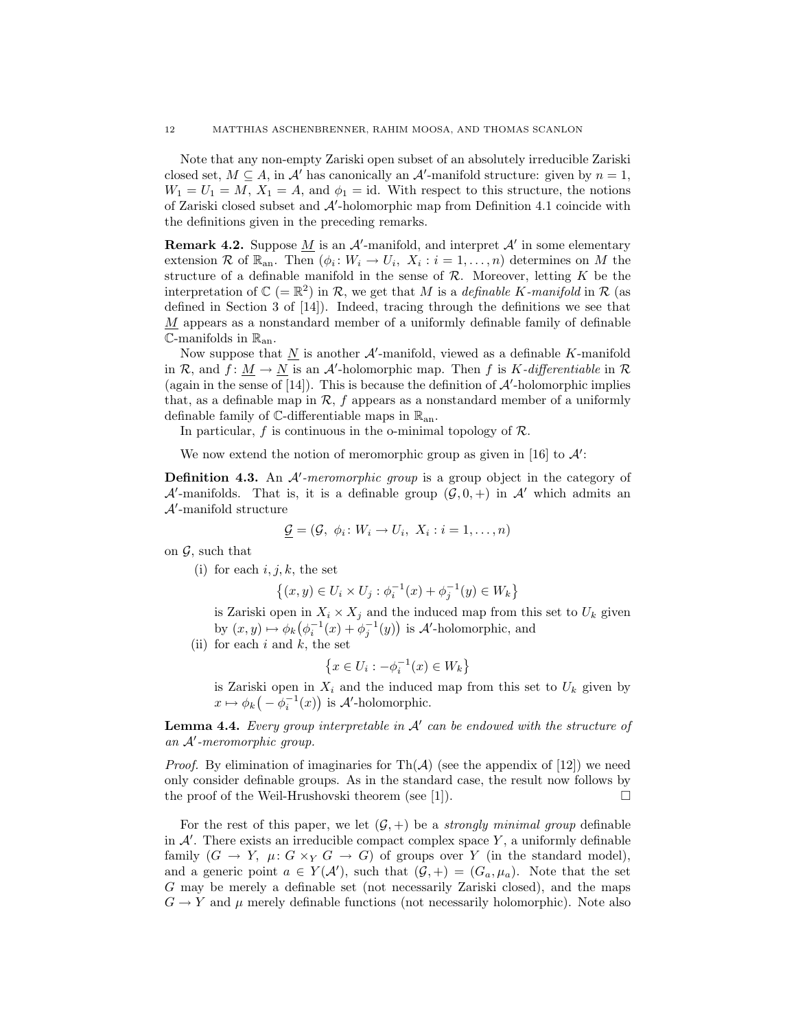Note that any non-empty Zariski open subset of an absolutely irreducible Zariski closed set, $M \subseteq A$, in $\mathcal{A}'$ has canonically an $\mathcal{A}'$-manifold structure: given by $n = 1$, $W_1 = U_1 = M$, $X_1 = A$, and $\phi_1 = \mathrm{id}$. With respect to this structure, the notions of Zariski closed subset and $\mathcal{A}'$-holomorphic map from Definition 4.1 coincide with the definitions given in the preceding remarks.

**Remark 4.2.** Suppose $\underline{M}$ is an $\mathcal{A}'$-manifold, and interpret $\mathcal{A}'$ in some elementary extension $\mathcal{R}$ of $\mathbb{R}_{\mathrm{an}}$. Then $(\phi_i : W_i \to U_i,\ X_i : i = 1, \ldots, n)$ determines on $M$ the structure of a definable manifold in the sense of $\mathcal{R}$. Moreover, letting $K$ be the interpretation of $\mathbb{C}$ $(= \mathbb{R}^2)$ in $\mathcal{R}$, we get that $M$ is a *definable $K$-manifold* in $\mathcal{R}$ (as defined in Section 3 of [14]). Indeed, tracing through the definitions we see that $\underline{M}$ appears as a nonstandard member of a uniformly definable family of definable $\mathbb{C}$-manifolds in $\mathbb{R}_{\mathrm{an}}$.

Now suppose that $\underline{N}$ is another $\mathcal{A}'$-manifold, viewed as a definable $K$-manifold in $\mathcal{R}$, and $f : \underline{M} \to \underline{N}$ is an $\mathcal{A}'$-holomorphic map. Then $f$ is *$K$-differentiable* in $\mathcal{R}$ (again in the sense of [14]). This is because the definition of $\mathcal{A}'$-holomorphic implies that, as a definable map in $\mathcal{R}$, $f$ appears as a nonstandard member of a uniformly definable family of $\mathbb{C}$-differentiable maps in $\mathbb{R}_{\mathrm{an}}$.

In particular, $f$ is continuous in the o-minimal topology of $\mathcal{R}$.

We now extend the notion of meromorphic group as given in [16] to $\mathcal{A}'$:

**Definition 4.3.** An *$\mathcal{A}'$-meromorphic group* is a group object in the category of $\mathcal{A}'$-manifolds. That is, it is a definable group $(\mathcal{G}, 0, +)$ in $\mathcal{A}'$ which admits an $\mathcal{A}'$-manifold structure

$$\underline{\mathcal{G}} = (\mathcal{G},\ \phi_i : W_i \to U_i,\ X_i : i = 1, \ldots, n)$$

on $\mathcal{G}$, such that

(i) for each $i, j, k$, the set
$$\left\{(x, y) \in U_i \times U_j : \phi_i^{-1}(x) + \phi_j^{-1}(y) \in W_k\right\}$$
is Zariski open in $X_i \times X_j$ and the induced map from this set to $U_k$ given by $(x, y) \mapsto \phi_k\big(\phi_i^{-1}(x) + \phi_j^{-1}(y)\big)$ is $\mathcal{A}'$-holomorphic, and

(ii) for each $i$ and $k$, the set
$$\left\{x \in U_i : -\phi_i^{-1}(x) \in W_k\right\}$$
is Zariski open in $X_i$ and the induced map from this set to $U_k$ given by $x \mapsto \phi_k\big(-\phi_i^{-1}(x)\big)$ is $\mathcal{A}'$-holomorphic.

**Lemma 4.4.** *Every group interpretable in $\mathcal{A}'$ can be endowed with the structure of an $\mathcal{A}'$-meromorphic group.*

*Proof.* By elimination of imaginaries for $\mathrm{Th}(\mathcal{A})$ (see the appendix of [12]) we need only consider definable groups. As in the standard case, the result now follows by the proof of the Weil-Hrushovski theorem (see [1]). $\square$

For the rest of this paper, we let $(\mathcal{G}, +)$ be a *strongly minimal group* definable in $\mathcal{A}'$. There exists an irreducible compact complex space $Y$, a uniformly definable family $(G \to Y,\ \mu : G \times_Y G \to G)$ of groups over $Y$ (in the standard model), and a generic point $a \in Y(\mathcal{A}')$, such that $(\mathcal{G}, +) = (G_a, \mu_a)$. Note that the set $G$ may be merely a definable set (not necessarily Zariski closed), and the maps $G \to Y$ and $\mu$ merely definable functions (not necessarily holomorphic). Note also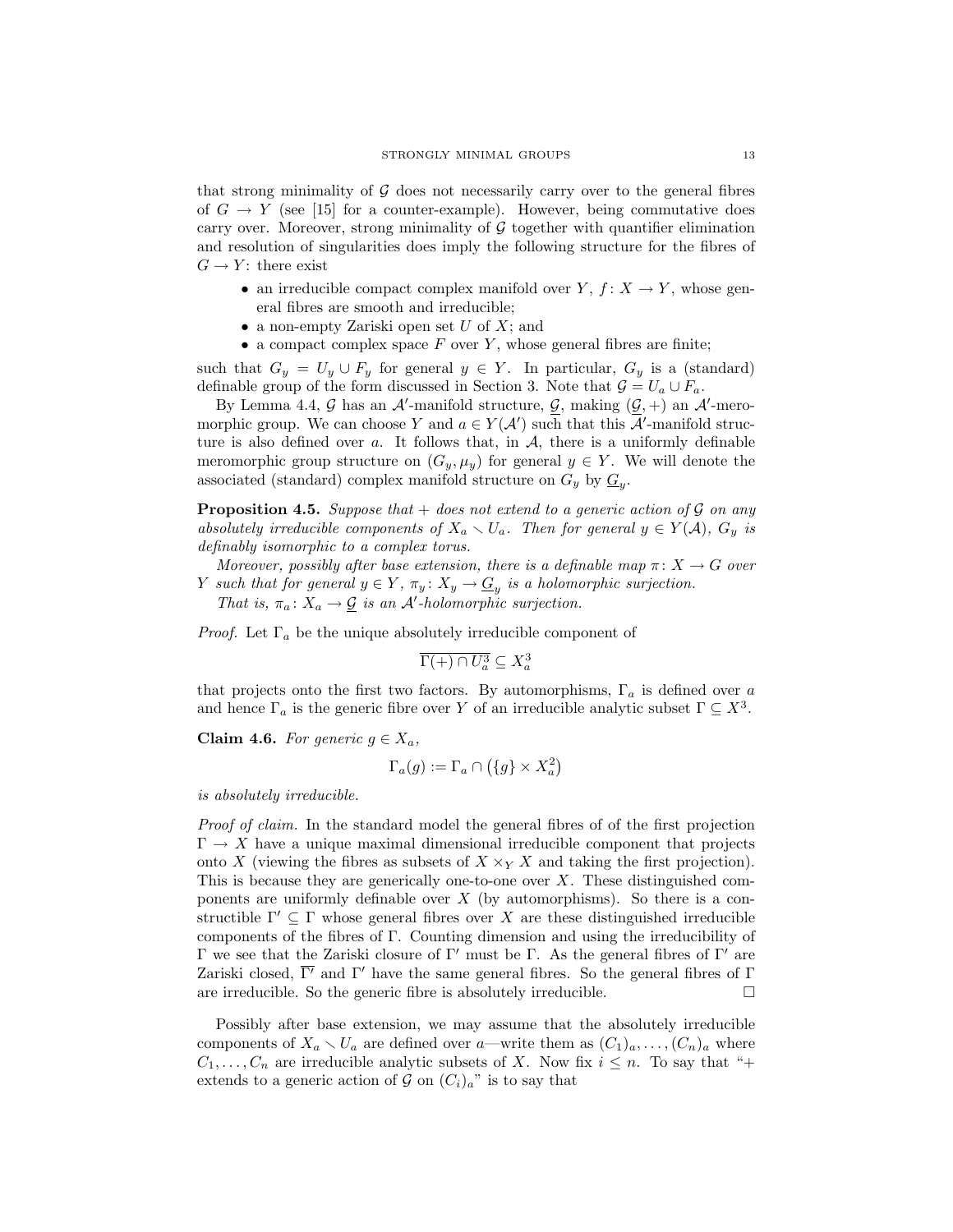that strong minimality of $\mathcal{G}$ does not necessarily carry over to the general fibres of $G \to Y$ (see [15] for a counter-example). However, being commutative does carry over. Moreover, strong minimality of $\mathcal{G}$ together with quantifier elimination and resolution of singularities does imply the following structure for the fibres of $G \to Y$: there exist

- an irreducible compact complex manifold over $Y$, $f\colon X \to Y$, whose general fibres are smooth and irreducible;
- a non-empty Zariski open set $U$ of $X$; and
- a compact complex space $F$ over $Y$, whose general fibres are finite;

such that $G_y = U_y \cup F_y$ for general $y \in Y$. In particular, $G_y$ is a (standard) definable group of the form discussed in Section 3. Note that $\mathcal{G} = U_a \cup F_a$.

By Lemma 4.4, $\mathcal{G}$ has an $\mathcal{A}'$-manifold structure, $\underline{\mathcal{G}}$, making $(\underline{\mathcal{G}}, +)$ an $\mathcal{A}'$-meromorphic group. We can choose $Y$ and $a \in Y(\mathcal{A}')$ such that this $\mathcal{A}'$-manifold structure is also defined over $a$. It follows that, in $\mathcal{A}$, there is a uniformly definable meromorphic group structure on $(G_y, \mu_y)$ for general $y \in Y$. We will denote the associated (standard) complex manifold structure on $G_y$ by $\underline{G}_y$.

**Proposition 4.5.** *Suppose that $+$ does not extend to a generic action of $\mathcal{G}$ on any absolutely irreducible components of $X_a \setminus U_a$. Then for general $y \in Y(\mathcal{A})$, $G_y$ is definably isomorphic to a complex torus.*

*Moreover, possibly after base extension, there is a definable map $\pi\colon X \to G$ over $Y$ such that for general $y \in Y$, $\pi_y\colon X_y \to \underline{G}_y$ is a holomorphic surjection.*

*That is, $\pi_a\colon X_a \to \underline{\mathcal{G}}$ is an $\mathcal{A}'$-holomorphic surjection.*

*Proof.* Let $\Gamma_a$ be the unique absolutely irreducible component of

$$\overline{\Gamma(+) \cap U_a^3} \subseteq X_a^3$$

that projects onto the first two factors. By automorphisms, $\Gamma_a$ is defined over $a$ and hence $\Gamma_a$ is the generic fibre over $Y$ of an irreducible analytic subset $\Gamma \subseteq X^3$.

**Claim 4.6.** *For generic $g \in X_a$,*

$$\Gamma_a(g) := \Gamma_a \cap \left(\{g\} \times X_a^2\right)$$

*is absolutely irreducible.*

*Proof of claim.* In the standard model the general fibres of of the first projection $\Gamma \to X$ have a unique maximal dimensional irreducible component that projects onto $X$ (viewing the fibres as subsets of $X \times_Y X$ and taking the first projection). This is because they are generically one-to-one over $X$. These distinguished components are uniformly definable over $X$ (by automorphisms). So there is a constructible $\Gamma' \subseteq \Gamma$ whose general fibres over $X$ are these distinguished irreducible components of the fibres of $\Gamma$. Counting dimension and using the irreducibility of $\Gamma$ we see that the Zariski closure of $\Gamma'$ must be $\Gamma$. As the general fibres of $\Gamma'$ are Zariski closed, $\overline{\Gamma'}$ and $\Gamma'$ have the same general fibres. So the general fibres of $\Gamma$ are irreducible. So the generic fibre is absolutely irreducible. $\square$

Possibly after base extension, we may assume that the absolutely irreducible components of $X_a \setminus U_a$ are defined over $a$—write them as $(C_1)_a, \ldots, (C_n)_a$ where $C_1, \ldots, C_n$ are irreducible analytic subsets of $X$. Now fix $i \leq n$. To say that "$+$ extends to a generic action of $\mathcal{G}$ on $(C_i)_a$" is to say that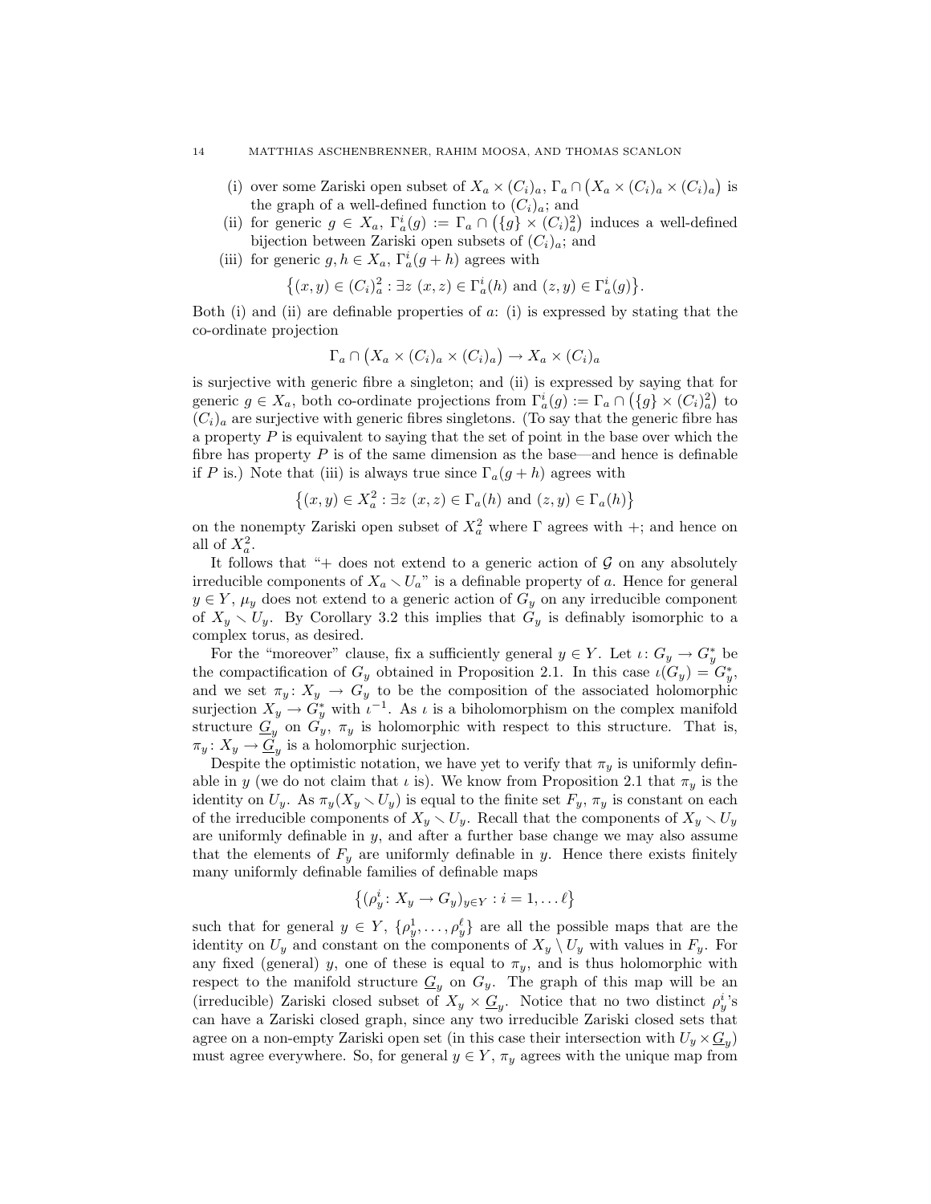(i) over some Zariski open subset of $X_a \times (C_i)_a$, $\Gamma_a \cap \big(X_a \times (C_i)_a \times (C_i)_a\big)$ is the graph of a well-defined function to $(C_i)_a$; and

(ii) for generic $g \in X_a$, $\Gamma^i_a(g) := \Gamma_a \cap \big(\{g\} \times (C_i)^2_a\big)$ induces a well-defined bijection between Zariski open subsets of $(C_i)_a$; and

(iii) for generic $g, h \in X_a$, $\Gamma^i_a(g+h)$ agrees with

$$\big\{(x,y) \in (C_i)^2_a : \exists z \ (x,z) \in \Gamma^i_a(h) \text{ and } (z,y) \in \Gamma^i_a(g)\big\}.$$

Both (i) and (ii) are definable properties of $a$: (i) is expressed by stating that the co-ordinate projection

$$\Gamma_a \cap \big(X_a \times (C_i)_a \times (C_i)_a\big) \to X_a \times (C_i)_a$$

is surjective with generic fibre a singleton; and (ii) is expressed by saying that for generic $g \in X_a$, both co-ordinate projections from $\Gamma^i_a(g) := \Gamma_a \cap \big(\{g\} \times (C_i)^2_a\big)$ to $(C_i)_a$ are surjective with generic fibres singletons. (To say that the generic fibre has a property $P$ is equivalent to saying that the set of point in the base over which the fibre has property $P$ is of the same dimension as the base—and hence is definable if $P$ is.) Note that (iii) is always true since $\Gamma_a(g+h)$ agrees with

$$\big\{(x,y) \in X^2_a : \exists z \ (x,z) \in \Gamma_a(h) \text{ and } (z,y) \in \Gamma_a(h)\big\}$$

on the nonempty Zariski open subset of $X^2_a$ where $\Gamma$ agrees with $+$; and hence on all of $X^2_a$.

It follows that "$+$ does not extend to a generic action of $\mathcal{G}$ on any absolutely irreducible components of $X_a \setminus U_a$" is a definable property of $a$. Hence for general $y \in Y$, $\mu_y$ does not extend to a generic action of $G_y$ on any irreducible component of $X_y \setminus U_y$. By Corollary 3.2 this implies that $G_y$ is definably isomorphic to a complex torus, as desired.

For the "moreover" clause, fix a sufficiently general $y \in Y$. Let $\iota \colon G_y \to G^*_y$ be the compactification of $G_y$ obtained in Proposition 2.1. In this case $\iota(G_y) = G^*_y$, and we set $\pi_y \colon X_y \to G_y$ to be the composition of the associated holomorphic surjection $X_y \to G^*_y$ with $\iota^{-1}$. As $\iota$ is a biholomorphism on the complex manifold structure $\underline{G}_y$ on $G_y$, $\pi_y$ is holomorphic with respect to this structure. That is, $\pi_y \colon X_y \to \underline{G}_y$ is a holomorphic surjection.

Despite the optimistic notation, we have yet to verify that $\pi_y$ is uniformly definable in $y$ (we do not claim that $\iota$ is). We know from Proposition 2.1 that $\pi_y$ is the identity on $U_y$. As $\pi_y(X_y \setminus U_y)$ is equal to the finite set $F_y$, $\pi_y$ is constant on each of the irreducible components of $X_y \setminus U_y$. Recall that the components of $X_y \setminus U_y$ are uniformly definable in $y$, and after a further base change we may also assume that the elements of $F_y$ are uniformly definable in $y$. Hence there exists finitely many uniformly definable families of definable maps

$$\big\{(\rho^i_y \colon X_y \to G_y)_{y \in Y} : i = 1, \dots \ell\big\}$$

such that for general $y \in Y$, $\{\rho^1_y, \dots, \rho^\ell_y\}$ are all the possible maps that are the identity on $U_y$ and constant on the components of $X_y \setminus U_y$ with values in $F_y$. For any fixed (general) $y$, one of these is equal to $\pi_y$, and is thus holomorphic with respect to the manifold structure $\underline{G}_y$ on $G_y$. The graph of this map will be an (irreducible) Zariski closed subset of $X_y \times \underline{G}_y$. Notice that no two distinct $\rho^i_y$'s can have a Zariski closed graph, since any two irreducible Zariski closed sets that agree on a non-empty Zariski open set (in this case their intersection with $U_y \times \underline{G}_y$) must agree everywhere. So, for general $y \in Y$, $\pi_y$ agrees with the unique map from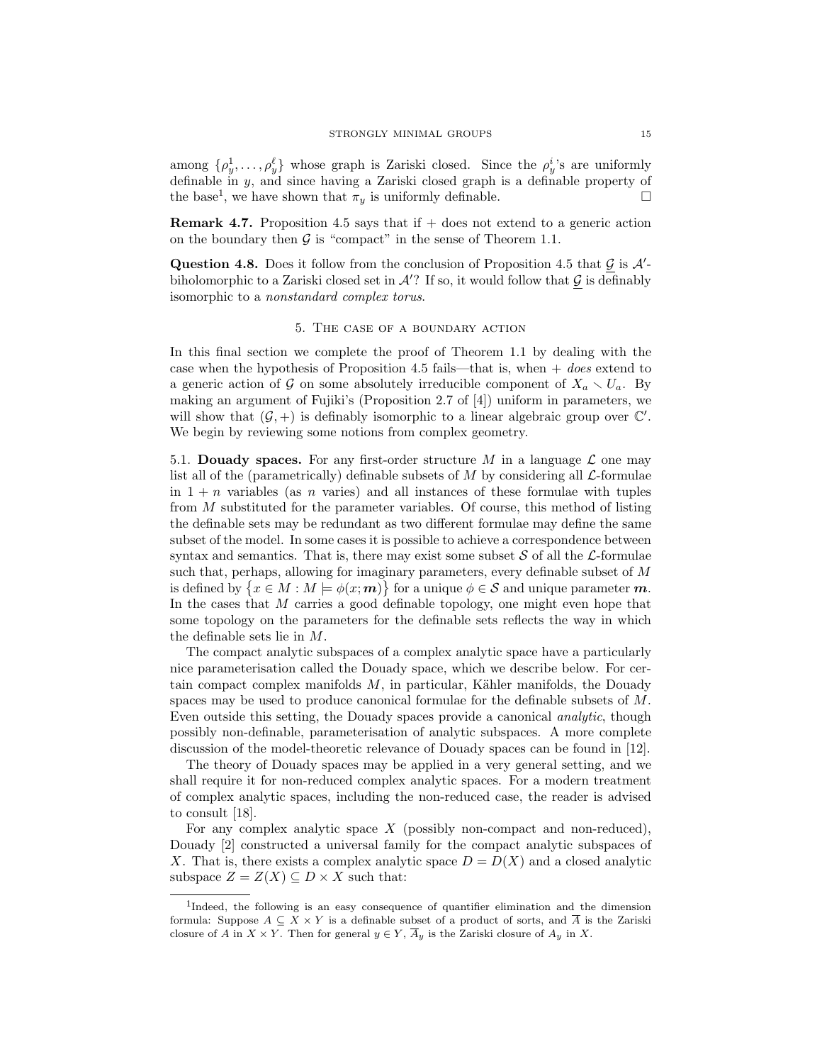among $\{\rho_y^1, \ldots, \rho_y^\ell\}$ whose graph is Zariski closed. Since the $\rho_y^i$'s are uniformly definable in $y$, and since having a Zariski closed graph is a definable property of the base[1], we have shown that $\pi_y$ is uniformly definable. □

**Remark 4.7.** Proposition 4.5 says that if $+$ does not extend to a generic action on the boundary then $\mathcal{G}$ is "compact" in the sense of Theorem 1.1.

**Question 4.8.** Does it follow from the conclusion of Proposition 4.5 that $\underline{\mathcal{G}}$ is $\mathcal{A}'$-biholomorphic to a Zariski closed set in $\mathcal{A}'$? If so, it would follow that $\underline{\mathcal{G}}$ is definably isomorphic to a *nonstandard complex torus*.

## 5. The case of a boundary action

In this final section we complete the proof of Theorem 1.1 by dealing with the case when the hypothesis of Proposition 4.5 fails—that is, when $+$ *does* extend to a generic action of $\mathcal{G}$ on some absolutely irreducible component of $X_a \setminus U_a$. By making an argument of Fujiki's (Proposition 2.7 of [4]) uniform in parameters, we will show that $(\mathcal{G}, +)$ is definably isomorphic to a linear algebraic group over $\mathbb{C}'$. We begin by reviewing some notions from complex geometry.

5.1. **Douady spaces.** For any first-order structure $M$ in a language $\mathcal{L}$ one may list all of the (parametrically) definable subsets of $M$ by considering all $\mathcal{L}$-formulae in $1+n$ variables (as $n$ varies) and all instances of these formulae with tuples from $M$ substituted for the parameter variables. Of course, this method of listing the definable sets may be redundant as two different formulae may define the same subset of the model. In some cases it is possible to achieve a correspondence between syntax and semantics. That is, there may exist some subset $\mathcal{S}$ of all the $\mathcal{L}$-formulae such that, perhaps, allowing for imaginary parameters, every definable subset of $M$ is defined by $\{x \in M : M \models \phi(x; \boldsymbol{m})\}$ for a unique $\phi \in \mathcal{S}$ and unique parameter $\boldsymbol{m}$. In the cases that $M$ carries a good definable topology, one might even hope that some topology on the parameters for the definable sets reflects the way in which the definable sets lie in $M$.

The compact analytic subspaces of a complex analytic space have a particularly nice parameterisation called the Douady space, which we describe below. For certain compact complex manifolds $M$, in particular, Kähler manifolds, the Douady spaces may be used to produce canonical formulae for the definable subsets of $M$. Even outside this setting, the Douady spaces provide a canonical *analytic*, though possibly non-definable, parameterisation of analytic subspaces. A more complete discussion of the model-theoretic relevance of Douady spaces can be found in [12].

The theory of Douady spaces may be applied in a very general setting, and we shall require it for non-reduced complex analytic spaces. For a modern treatment of complex analytic spaces, including the non-reduced case, the reader is advised to consult [18].

For any complex analytic space $X$ (possibly non-compact and non-reduced), Douady [2] constructed a universal family for the compact analytic subspaces of $X$. That is, there exists a complex analytic space $D = D(X)$ and a closed analytic subspace $Z = Z(X) \subseteq D \times X$ such that:

---

[1] Indeed, the following is an easy consequence of quantifier elimination and the dimension formula: Suppose $A \subseteq X \times Y$ is a definable subset of a product of sorts, and $\overline{A}$ is the Zariski closure of $A$ in $X \times Y$. Then for general $y \in Y$, $\overline{A}_y$ is the Zariski closure of $A_y$ in $X$.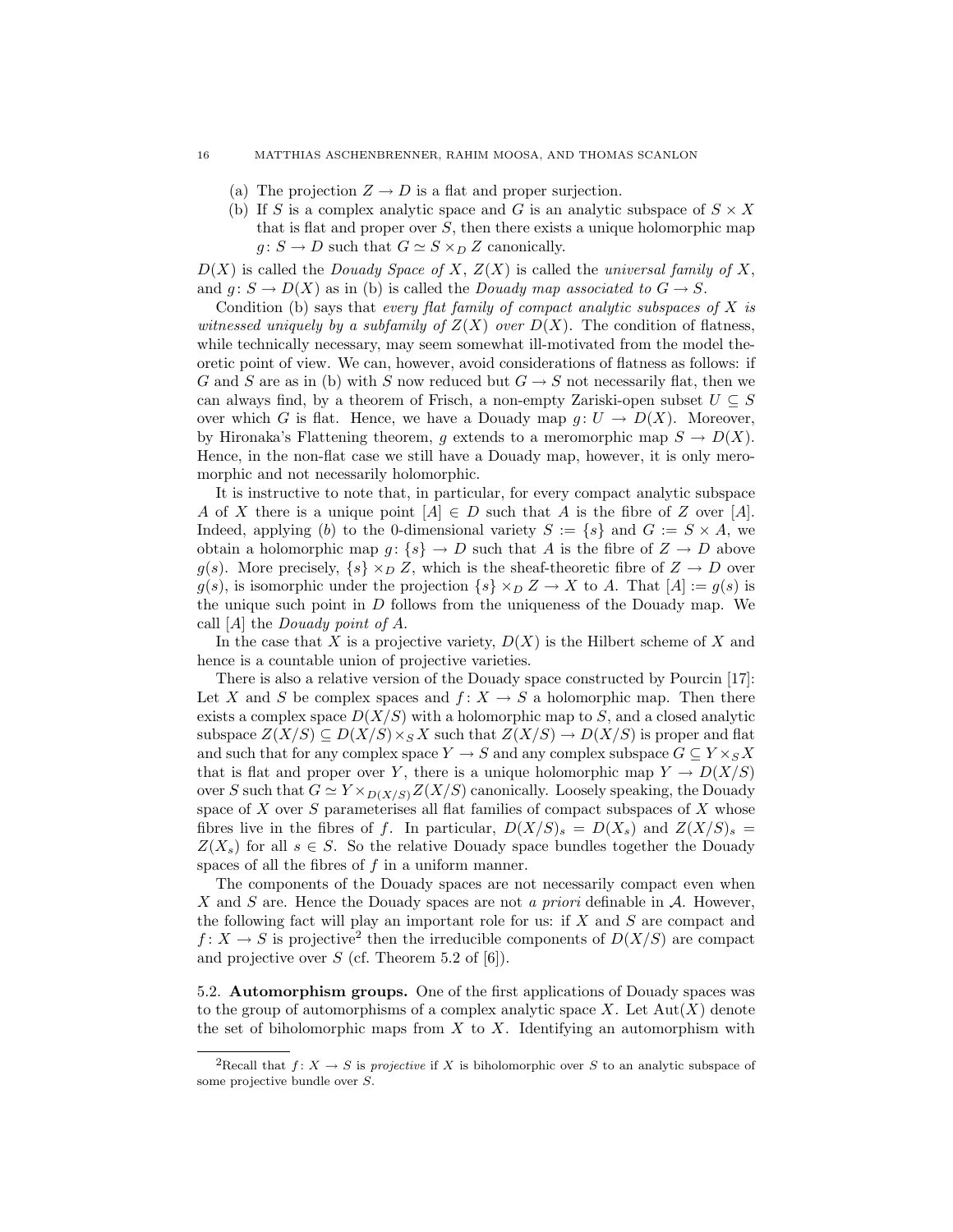(a) The projection $Z \to D$ is a flat and proper surjection.

(b) If $S$ is a complex analytic space and $G$ is an analytic subspace of $S \times X$ that is flat and proper over $S$, then there exists a unique holomorphic map $g\colon S \to D$ such that $G \simeq S \times_D Z$ canonically.

$D(X)$ is called the *Douady Space of* $X$, $Z(X)$ is called the *universal family of* $X$, and $g\colon S \to D(X)$ as in (b) is called the *Douady map associated to* $G \to S$.

Condition (b) says that *every flat family of compact analytic subspaces of* $X$ *is witnessed uniquely by a subfamily of* $Z(X)$ *over* $D(X)$. The condition of flatness, while technically necessary, may seem somewhat ill-motivated from the model theoretic point of view. We can, however, avoid considerations of flatness as follows: if $G$ and $S$ are as in (b) with $S$ now reduced but $G \to S$ not necessarily flat, then we can always find, by a theorem of Frisch, a non-empty Zariski-open subset $U \subseteq S$ over which $G$ is flat. Hence, we have a Douady map $g\colon U \to D(X)$. Moreover, by Hironaka's Flattening theorem, $g$ extends to a meromorphic map $S \to D(X)$. Hence, in the non-flat case we still have a Douady map, however, it is only meromorphic and not necessarily holomorphic.

It is instructive to note that, in particular, for every compact analytic subspace $A$ of $X$ there is a unique point $[A] \in D$ such that $A$ is the fibre of $Z$ over $[A]$. Indeed, applying $(b)$ to the 0-dimensional variety $S := \{s\}$ and $G := S \times A$, we obtain a holomorphic map $g\colon \{s\} \to D$ such that $A$ is the fibre of $Z \to D$ above $g(s)$. More precisely, $\{s\} \times_D Z$, which is the sheaf-theoretic fibre of $Z \to D$ over $g(s)$, is isomorphic under the projection $\{s\} \times_D Z \to X$ to $A$. That $[A] := g(s)$ is the unique such point in $D$ follows from the uniqueness of the Douady map. We call $[A]$ the *Douady point of* $A$.

In the case that $X$ is a projective variety, $D(X)$ is the Hilbert scheme of $X$ and hence is a countable union of projective varieties.

There is also a relative version of the Douady space constructed by Pourcin [17]: Let $X$ and $S$ be complex spaces and $f\colon X \to S$ a holomorphic map. Then there exists a complex space $D(X/S)$ with a holomorphic map to $S$, and a closed analytic subspace $Z(X/S) \subseteq D(X/S) \times_S X$ such that $Z(X/S) \to D(X/S)$ is proper and flat and such that for any complex space $Y \to S$ and any complex subspace $G \subseteq Y \times_S X$ that is flat and proper over $Y$, there is a unique holomorphic map $Y \to D(X/S)$ over $S$ such that $G \simeq Y \times_{D(X/S)} Z(X/S)$ canonically. Loosely speaking, the Douady space of $X$ over $S$ parameterises all flat families of compact subspaces of $X$ whose fibres live in the fibres of $f$. In particular, $D(X/S)_s = D(X_s)$ and $Z(X/S)_s = Z(X_s)$ for all $s \in S$. So the relative Douady space bundles together the Douady spaces of all the fibres of $f$ in a uniform manner.

The components of the Douady spaces are not necessarily compact even when $X$ and $S$ are. Hence the Douady spaces are not *a priori* definable in $\mathcal{A}$. However, the following fact will play an important role for us: if $X$ and $S$ are compact and $f\colon X \to S$ is projective[2] then the irreducible components of $D(X/S)$ are compact and projective over $S$ (cf. Theorem 5.2 of [6]).

### 5.2. Automorphism groups.

One of the first applications of Douady spaces was to the group of automorphisms of a complex analytic space $X$. Let $\mathrm{Aut}(X)$ denote the set of biholomorphic maps from $X$ to $X$. Identifying an automorphism with

---

[2] Recall that $f\colon X \to S$ is *projective* if $X$ is biholomorphic over $S$ to an analytic subspace of some projective bundle over $S$.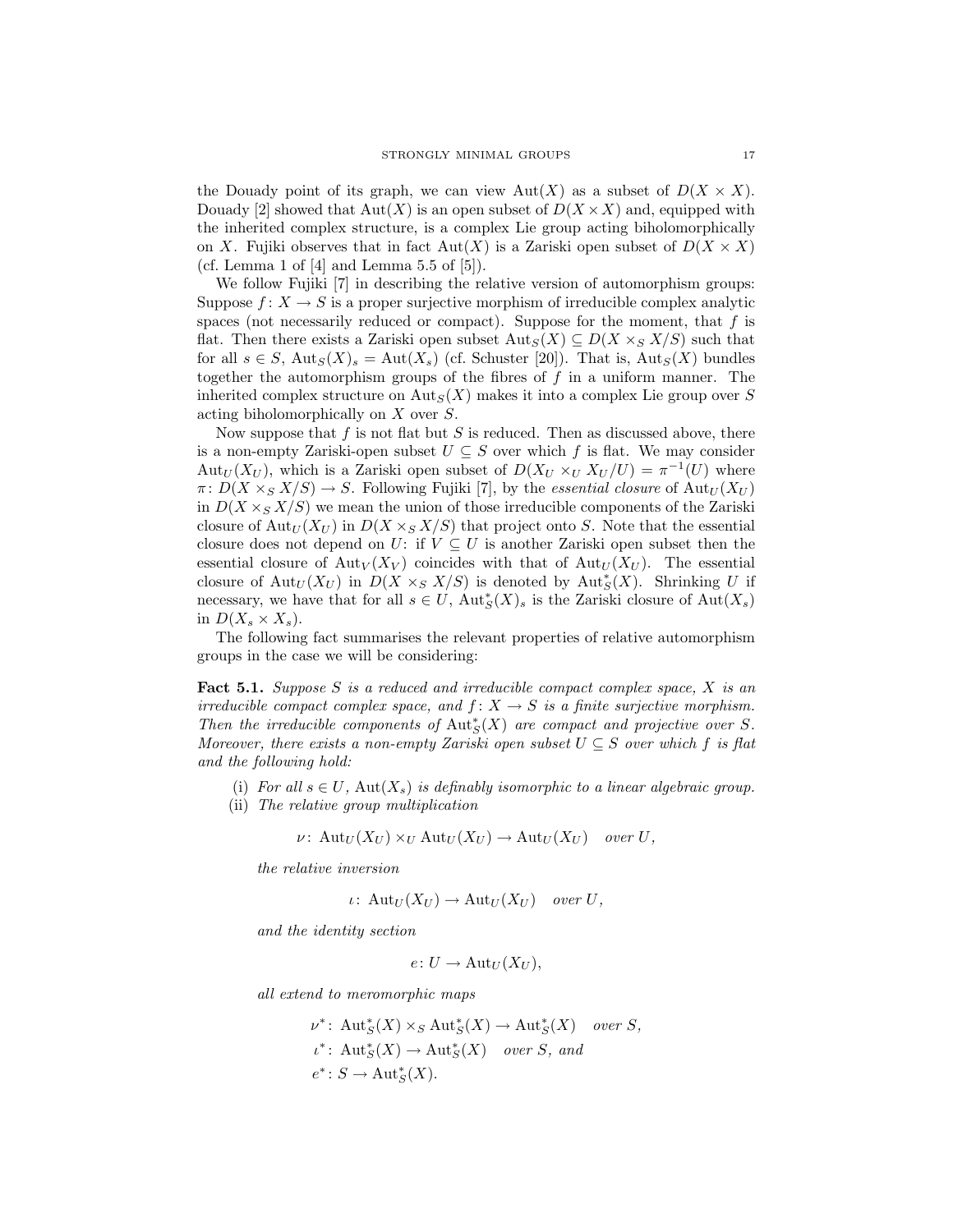the Douady point of its graph, we can view $\mathrm{Aut}(X)$ as a subset of $D(X \times X)$. Douady [2] showed that $\mathrm{Aut}(X)$ is an open subset of $D(X \times X)$ and, equipped with the inherited complex structure, is a complex Lie group acting biholomorphically on $X$. Fujiki observes that in fact $\mathrm{Aut}(X)$ is a Zariski open subset of $D(X \times X)$ (cf. Lemma 1 of [4] and Lemma 5.5 of [5]).

We follow Fujiki [7] in describing the relative version of automorphism groups: Suppose $f\colon X \to S$ is a proper surjective morphism of irreducible complex analytic spaces (not necessarily reduced or compact). Suppose for the moment, that $f$ is flat. Then there exists a Zariski open subset $\mathrm{Aut}_S(X) \subseteq D(X \times_S X/S)$ such that for all $s \in S$, $\mathrm{Aut}_S(X)_s = \mathrm{Aut}(X_s)$ (cf. Schuster [20]). That is, $\mathrm{Aut}_S(X)$ bundles together the automorphism groups of the fibres of $f$ in a uniform manner. The inherited complex structure on $\mathrm{Aut}_S(X)$ makes it into a complex Lie group over $S$ acting biholomorphically on $X$ over $S$.

Now suppose that $f$ is not flat but $S$ is reduced. Then as discussed above, there is a non-empty Zariski-open subset $U \subseteq S$ over which $f$ is flat. We may consider $\mathrm{Aut}_U(X_U)$, which is a Zariski open subset of $D(X_U \times_U X_U/U) = \pi^{-1}(U)$ where $\pi\colon D(X \times_S X/S) \to S$. Following Fujiki [7], by the *essential closure* of $\mathrm{Aut}_U(X_U)$ in $D(X \times_S X/S)$ we mean the union of those irreducible components of the Zariski closure of $\mathrm{Aut}_U(X_U)$ in $D(X \times_S X/S)$ that project onto $S$. Note that the essential closure does not depend on $U$: if $V \subseteq U$ is another Zariski open subset then the essential closure of $\mathrm{Aut}_V(X_V)$ coincides with that of $\mathrm{Aut}_U(X_U)$. The essential closure of $\mathrm{Aut}_U(X_U)$ in $D(X \times_S X/S)$ is denoted by $\mathrm{Aut}^*_S(X)$. Shrinking $U$ if necessary, we have that for all $s \in U$, $\mathrm{Aut}^*_S(X)_s$ is the Zariski closure of $\mathrm{Aut}(X_s)$ in $D(X_s \times X_s)$.

The following fact summarises the relevant properties of relative automorphism groups in the case we will be considering:

**Fact 5.1.** *Suppose $S$ is a reduced and irreducible compact complex space, $X$ is an irreducible compact complex space, and $f\colon X \to S$ is a finite surjective morphism. Then the irreducible components of $\mathrm{Aut}^*_S(X)$ are compact and projective over $S$. Moreover, there exists a non-empty Zariski open subset $U \subseteq S$ over which $f$ is flat and the following hold:*

(i) *For all $s \in U$, $\mathrm{Aut}(X_s)$ is definably isomorphic to a linear algebraic group.*

(ii) *The relative group multiplication*

$$\nu\colon \mathrm{Aut}_U(X_U) \times_U \mathrm{Aut}_U(X_U) \to \mathrm{Aut}_U(X_U) \quad \text{over } U,$$

*the relative inversion*

$$\iota\colon \mathrm{Aut}_U(X_U) \to \mathrm{Aut}_U(X_U) \quad \text{over } U,$$

*and the identity section*

$$e\colon U \to \mathrm{Aut}_U(X_U),$$

*all extend to meromorphic maps*

$$\nu^*\colon \mathrm{Aut}^*_S(X) \times_S \mathrm{Aut}^*_S(X) \to \mathrm{Aut}^*_S(X) \quad \text{over } S,$$
$$\iota^*\colon \mathrm{Aut}^*_S(X) \to \mathrm{Aut}^*_S(X) \quad \text{over } S, \text{ and}$$
$$e^*\colon S \to \mathrm{Aut}^*_S(X).$$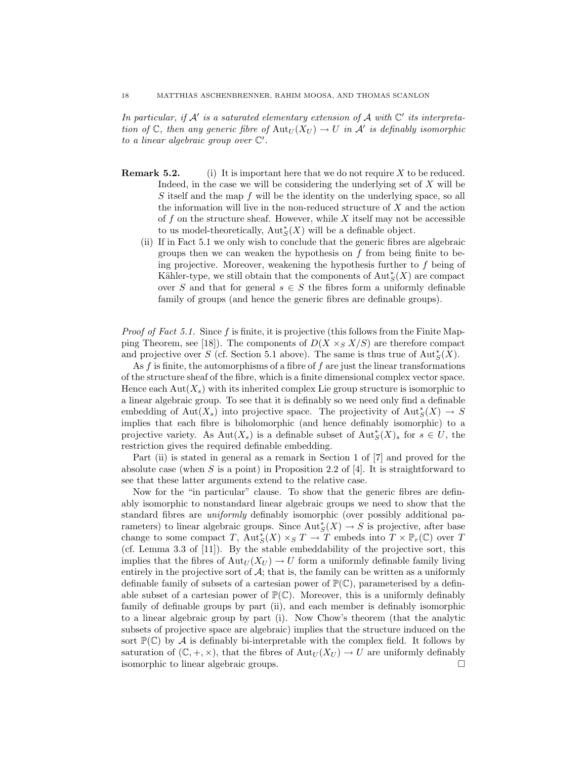*In particular, if $\mathcal{A}'$ is a saturated elementary extension of $\mathcal{A}$ with $\mathbb{C}'$ its interpretation of $\mathbb{C}$, then any generic fibre of $\operatorname{Aut}_U(X_U) \to U$ in $\mathcal{A}'$ is definably isomorphic to a linear algebraic group over $\mathbb{C}'$.*

**Remark 5.2.**

(i) It is important here that we do not require $X$ to be reduced. Indeed, in the case we will be considering the underlying set of $X$ will be $S$ itself and the map $f$ will be the identity on the underlying space, so all the information will live in the non-reduced structure of $X$ and the action of $f$ on the structure sheaf. However, while $X$ itself may not be accessible to us model-theoretically, $\operatorname{Aut}^*_S(X)$ will be a definable object.

(ii) If in Fact 5.1 we only wish to conclude that the generic fibres are algebraic groups then we can weaken the hypothesis on $f$ from being finite to being projective. Moreover, weakening the hypothesis further to $f$ being of Kähler-type, we still obtain that the components of $\operatorname{Aut}^*_S(X)$ are compact over $S$ and that for general $s \in S$ the fibres form a uniformly definable family of groups (and hence the generic fibres are definable groups).

*Proof of Fact 5.1.* Since $f$ is finite, it is projective (this follows from the Finite Mapping Theorem, see [18]). The components of $D(X \times_S X/S)$ are therefore compact and projective over $S$ (cf. Section 5.1 above). The same is thus true of $\operatorname{Aut}^*_S(X)$.

As $f$ is finite, the automorphisms of a fibre of $f$ are just the linear transformations of the structure sheaf of the fibre, which is a finite dimensional complex vector space. Hence each $\operatorname{Aut}(X_s)$ with its inherited complex Lie group structure is isomorphic to a linear algebraic group. To see that it is definably so we need only find a definable embedding of $\operatorname{Aut}(X_s)$ into projective space. The projectivity of $\operatorname{Aut}^*_S(X) \to S$ implies that each fibre is biholomorphic (and hence definably isomorphic) to a projective variety. As $\operatorname{Aut}(X_s)$ is a definable subset of $\operatorname{Aut}^*_S(X)_s$ for $s \in U$, the restriction gives the required definable embedding.

Part (ii) is stated in general as a remark in Section 1 of [7] and proved for the absolute case (when $S$ is a point) in Proposition 2.2 of [4]. It is straightforward to see that these latter arguments extend to the relative case.

Now for the "in particular" clause. To show that the generic fibres are definably isomorphic to nonstandard linear algebraic groups we need to show that the standard fibres are *uniformly* definably isomorphic (over possibly additional parameters) to linear algebraic groups. Since $\operatorname{Aut}^*_S(X) \to S$ is projective, after base change to some compact $T$, $\operatorname{Aut}^*_S(X) \times_S T \to T$ embeds into $T \times \mathbb{P}_r(\mathbb{C})$ over $T$ (cf. Lemma 3.3 of [11]). By the stable embeddability of the projective sort, this implies that the fibres of $\operatorname{Aut}_U(X_U) \to U$ form a uniformly definable family living entirely in the projective sort of $\mathcal{A}$; that is, the family can be written as a uniformly definable family of subsets of a cartesian power of $\mathbb{P}(\mathbb{C})$, parameterised by a definable subset of a cartesian power of $\mathbb{P}(\mathbb{C})$. Moreover, this is a uniformly definably family of definable groups by part (ii), and each member is definably isomorphic to a linear algebraic group by part (i). Now Chow's theorem (that the analytic subsets of projective space are algebraic) implies that the structure induced on the sort $\mathbb{P}(\mathbb{C})$ by $\mathcal{A}$ is definably bi-interpretable with the complex field. It follows by saturation of $(\mathbb{C}, +, \times)$, that the fibres of $\operatorname{Aut}_U(X_U) \to U$ are uniformly definably isomorphic to linear algebraic groups. $\square$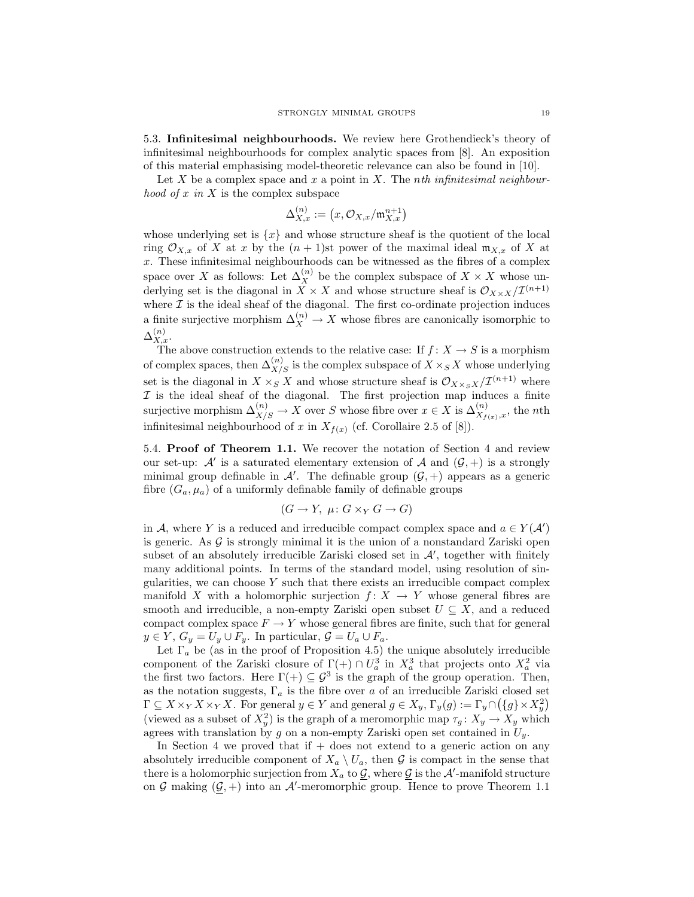**5.3. Infinitesimal neighbourhoods.** We review here Grothendieck's theory of infinitesimal neighbourhoods for complex analytic spaces from [8]. An exposition of this material emphasising model-theoretic relevance can also be found in [10].

Let $X$ be a complex space and $x$ a point in $X$. The *nth infinitesimal neighbourhood of $x$ in $X$* is the complex subspace

$$\Delta^{(n)}_{X,x} := \left(x, \mathcal{O}_{X,x}/\mathfrak{m}^{n+1}_{X,x}\right)$$

whose underlying set is $\{x\}$ and whose structure sheaf is the quotient of the local ring $\mathcal{O}_{X,x}$ of $X$ at $x$ by the $(n+1)$st power of the maximal ideal $\mathfrak{m}_{X,x}$ of $X$ at $x$. These infinitesimal neighbourhoods can be witnessed as the fibres of a complex space over $X$ as follows: Let $\Delta^{(n)}_X$ be the complex subspace of $X \times X$ whose underlying set is the diagonal in $X \times X$ and whose structure sheaf is $\mathcal{O}_{X\times X}/\mathcal{I}^{(n+1)}$ where $\mathcal{I}$ is the ideal sheaf of the diagonal. The first co-ordinate projection induces a finite surjective morphism $\Delta^{(n)}_X \to X$ whose fibres are canonically isomorphic to $\Delta^{(n)}_{X,x}$.

The above construction extends to the relative case: If $f\colon X \to S$ is a morphism of complex spaces, then $\Delta^{(n)}_{X/S}$ is the complex subspace of $X \times_S X$ whose underlying set is the diagonal in $X \times_S X$ and whose structure sheaf is $\mathcal{O}_{X\times_S X}/\mathcal{I}^{(n+1)}$ where $\mathcal{I}$ is the ideal sheaf of the diagonal. The first projection map induces a finite surjective morphism $\Delta^{(n)}_{X/S} \to X$ over $S$ whose fibre over $x \in X$ is $\Delta^{(n)}_{X_{f(x)},x}$, the $n$th infinitesimal neighbourhood of $x$ in $X_{f(x)}$ (cf. Corollaire 2.5 of [8]).

**5.4. Proof of Theorem 1.1.** We recover the notation of Section 4 and review our set-up: $\mathcal{A}'$ is a saturated elementary extension of $\mathcal{A}$ and $(\mathcal{G},+)$ is a strongly minimal group definable in $\mathcal{A}'$. The definable group $(\mathcal{G},+)$ appears as a generic fibre $(G_a,\mu_a)$ of a uniformly definable family of definable groups

$$(G \to Y,\ \mu\colon G\times_Y G \to G)$$

in $\mathcal{A}$, where $Y$ is a reduced and irreducible compact complex space and $a \in Y(\mathcal{A}')$ is generic. As $\mathcal{G}$ is strongly minimal it is the union of a nonstandard Zariski open subset of an absolutely irreducible Zariski closed set in $\mathcal{A}'$, together with finitely many additional points. In terms of the standard model, using resolution of singularities, we can choose $Y$ such that there exists an irreducible compact complex manifold $X$ with a holomorphic surjection $f\colon X \to Y$ whose general fibres are smooth and irreducible, a non-empty Zariski open subset $U \subseteq X$, and a reduced compact complex space $F \to Y$ whose general fibres are finite, such that for general $y \in Y$, $G_y = U_y \cup F_y$. In particular, $\mathcal{G} = U_a \cup F_a$.

Let $\Gamma_a$ be (as in the proof of Proposition 4.5) the unique absolutely irreducible component of the Zariski closure of $\Gamma(+) \cap U^3_a$ in $X^3_a$ that projects onto $X^2_a$ via the first two factors. Here $\Gamma(+) \subseteq \mathcal{G}^3$ is the graph of the group operation. Then, as the notation suggests, $\Gamma_a$ is the fibre over $a$ of an irreducible Zariski closed set $\Gamma \subseteq X\times_Y X\times_Y X$. For general $y \in Y$ and general $g \in X_y$, $\Gamma_y(g) := \Gamma_y \cap \big(\{g\}\times X^2_y\big)$ (viewed as a subset of $X^2_y$) is the graph of a meromorphic map $\tau_g\colon X_y \to X_y$ which agrees with translation by $g$ on a non-empty Zariski open set contained in $U_y$.

In Section 4 we proved that if $+$ does not extend to a generic action on any absolutely irreducible component of $X_a \setminus U_a$, then $\mathcal{G}$ is compact in the sense that there is a holomorphic surjection from $X_a$ to $\underline{\mathcal{G}}$, where $\underline{\mathcal{G}}$ is the $\mathcal{A}'$-manifold structure on $\mathcal{G}$ making $(\underline{\mathcal{G}},+)$ into an $\mathcal{A}'$-meromorphic group. Hence to prove Theorem 1.1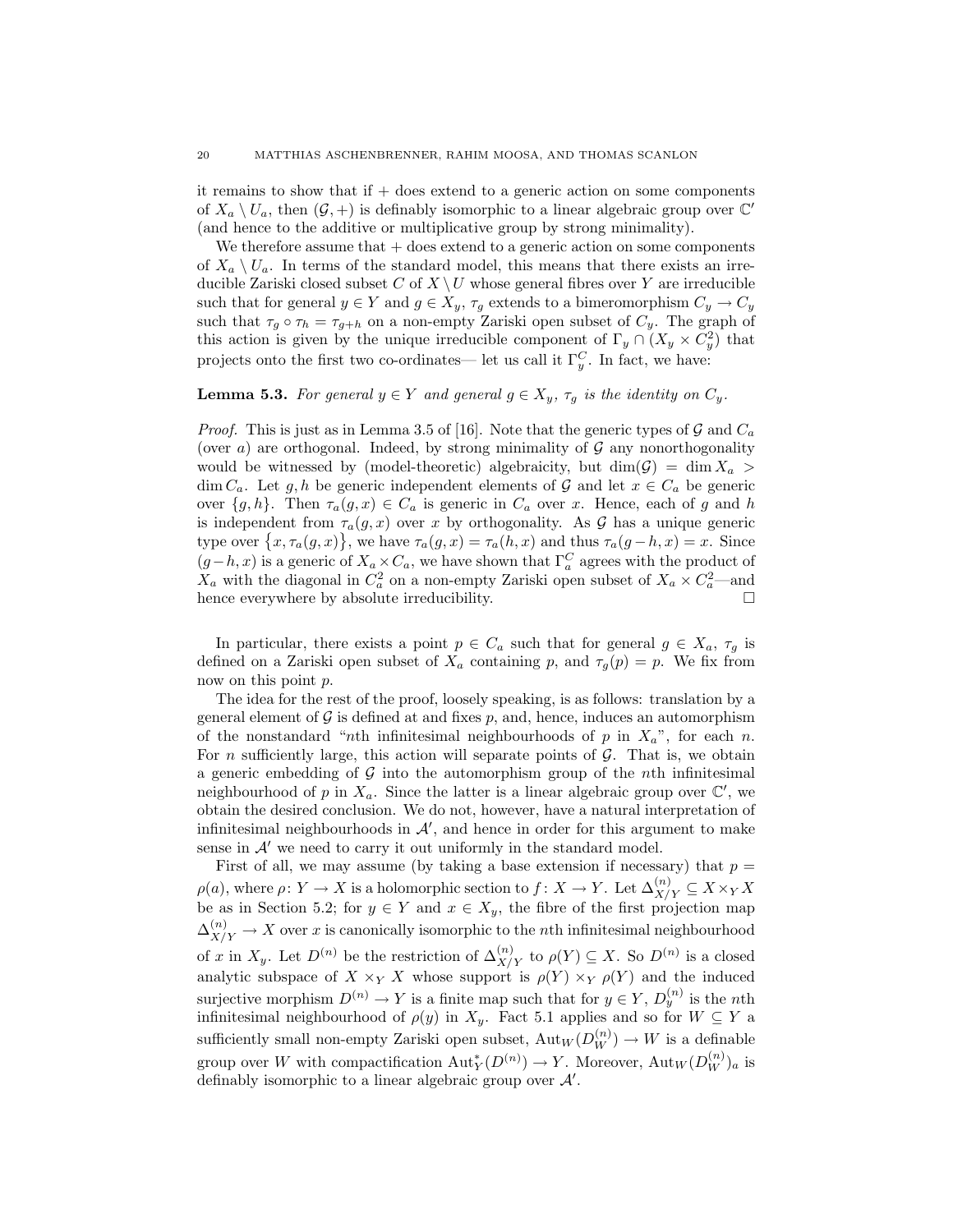it remains to show that if $+$ does extend to a generic action on some components of $X_a \setminus U_a$, then $(\mathcal{G}, +)$ is definably isomorphic to a linear algebraic group over $\mathbb{C}'$ (and hence to the additive or multiplicative group by strong minimality).

We therefore assume that $+$ does extend to a generic action on some components of $X_a \setminus U_a$. In terms of the standard model, this means that there exists an irreducible Zariski closed subset $C$ of $X \setminus U$ whose general fibres over $Y$ are irreducible such that for general $y \in Y$ and $g \in X_y$, $\tau_g$ extends to a bimeromorphism $C_y \to C_y$ such that $\tau_g \circ \tau_h = \tau_{g+h}$ on a non-empty Zariski open subset of $C_y$. The graph of this action is given by the unique irreducible component of $\Gamma_y \cap (X_y \times C_y^2)$ that projects onto the first two co-ordinates— let us call it $\Gamma_y^C$. In fact, we have:

**Lemma 5.3.** *For general $y \in Y$ and general $g \in X_y$, $\tau_g$ is the identity on $C_y$.*

*Proof.* This is just as in Lemma 3.5 of [16]. Note that the generic types of $\mathcal{G}$ and $C_a$ (over $a$) are orthogonal. Indeed, by strong minimality of $\mathcal{G}$ any nonorthogonality would be witnessed by (model-theoretic) algebraicity, but $\dim(\mathcal{G}) = \dim X_a > \dim C_a$. Let $g, h$ be generic independent elements of $\mathcal{G}$ and let $x \in C_a$ be generic over $\{g, h\}$. Then $\tau_a(g, x) \in C_a$ is generic in $C_a$ over $x$. Hence, each of $g$ and $h$ is independent from $\tau_a(g, x)$ over $x$ by orthogonality. As $\mathcal{G}$ has a unique generic type over $\{x, \tau_a(g, x)\}$, we have $\tau_a(g, x) = \tau_a(h, x)$ and thus $\tau_a(g-h, x) = x$. Since $(g-h, x)$ is a generic of $X_a \times C_a$, we have shown that $\Gamma_a^C$ agrees with the product of $X_a$ with the diagonal in $C_a^2$ on a non-empty Zariski open subset of $X_a \times C_a^2$—and hence everywhere by absolute irreducibility. $\square$

In particular, there exists a point $p \in C_a$ such that for general $g \in X_a$, $\tau_g$ is defined on a Zariski open subset of $X_a$ containing $p$, and $\tau_g(p) = p$. We fix from now on this point $p$.

The idea for the rest of the proof, loosely speaking, is as follows: translation by a general element of $\mathcal{G}$ is defined at and fixes $p$, and, hence, induces an automorphism of the nonstandard "$n$th infinitesimal neighbourhoods of $p$ in $X_a$", for each $n$. For $n$ sufficiently large, this action will separate points of $\mathcal{G}$. That is, we obtain a generic embedding of $\mathcal{G}$ into the automorphism group of the $n$th infinitesimal neighbourhood of $p$ in $X_a$. Since the latter is a linear algebraic group over $\mathbb{C}'$, we obtain the desired conclusion. We do not, however, have a natural interpretation of infinitesimal neighbourhoods in $\mathcal{A}'$, and hence in order for this argument to make sense in $\mathcal{A}'$ we need to carry it out uniformly in the standard model.

First of all, we may assume (by taking a base extension if necessary) that $p = \rho(a)$, where $\rho\colon Y \to X$ is a holomorphic section to $f\colon X \to Y$. Let $\Delta_{X/Y}^{(n)} \subseteq X \times_Y X$ be as in Section 5.2; for $y \in Y$ and $x \in X_y$, the fibre of the first projection map $\Delta_{X/Y}^{(n)} \to X$ over $x$ is canonically isomorphic to the $n$th infinitesimal neighbourhood of $x$ in $X_y$. Let $D^{(n)}$ be the restriction of $\Delta_{X/Y}^{(n)}$ to $\rho(Y) \subseteq X$. So $D^{(n)}$ is a closed analytic subspace of $X \times_Y X$ whose support is $\rho(Y) \times_Y \rho(Y)$ and the induced surjective morphism $D^{(n)} \to Y$ is a finite map such that for $y \in Y$, $D_y^{(n)}$ is the $n$th infinitesimal neighbourhood of $\rho(y)$ in $X_y$. Fact 5.1 applies and so for $W \subseteq Y$ a sufficiently small non-empty Zariski open subset, $\mathrm{Aut}_W(D_W^{(n)}) \to W$ is a definable group over $W$ with compactification $\mathrm{Aut}_Y^*(D^{(n)}) \to Y$. Moreover, $\mathrm{Aut}_W(D_W^{(n)})_a$ is definably isomorphic to a linear algebraic group over $\mathcal{A}'$.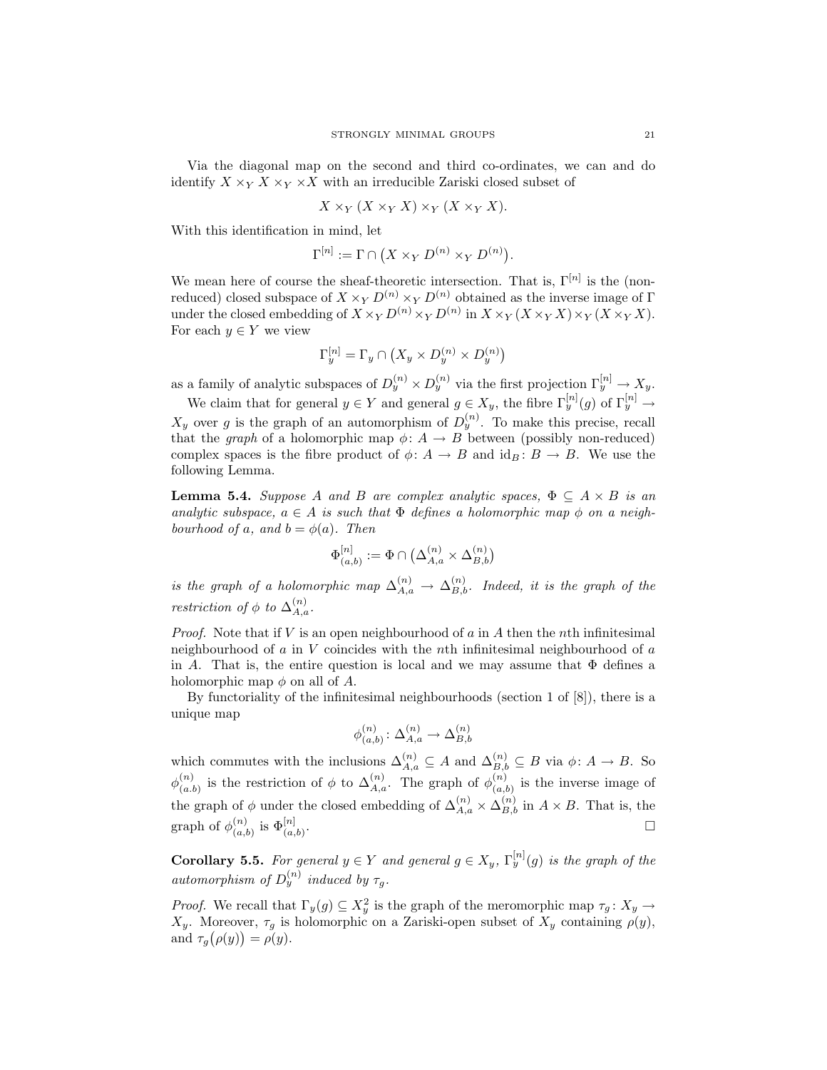Via the diagonal map on the second and third co-ordinates, we can and do identify $X \times_Y X \times_Y \times X$ with an irreducible Zariski closed subset of

$$X \times_Y (X \times_Y X) \times_Y (X \times_Y X).$$

With this identification in mind, let

$$\Gamma^{[n]} := \Gamma \cap \big(X \times_Y D^{(n)} \times_Y D^{(n)}\big).$$

We mean here of course the sheaf-theoretic intersection. That is, $\Gamma^{[n]}$ is the (non-reduced) closed subspace of $X \times_Y D^{(n)} \times_Y D^{(n)}$ obtained as the inverse image of $\Gamma$ under the closed embedding of $X \times_Y D^{(n)} \times_Y D^{(n)}$ in $X \times_Y (X \times_Y X) \times_Y (X \times_Y X)$. For each $y \in Y$ we view

$$\Gamma_y^{[n]} = \Gamma_y \cap \big(X_y \times D_y^{(n)} \times D_y^{(n)}\big)$$

as a family of analytic subspaces of $D_y^{(n)} \times D_y^{(n)}$ via the first projection $\Gamma_y^{[n]} \to X_y$.

We claim that for general $y \in Y$ and general $g \in X_y$, the fibre $\Gamma_y^{[n]}(g)$ of $\Gamma_y^{[n]} \to X_y$ over $g$ is the graph of an automorphism of $D_y^{(n)}$. To make this precise, recall that the *graph* of a holomorphic map $\phi \colon A \to B$ between (possibly non-reduced) complex spaces is the fibre product of $\phi \colon A \to B$ and $\mathrm{id}_B \colon B \to B$. We use the following Lemma.

**Lemma 5.4.** *Suppose $A$ and $B$ are complex analytic spaces, $\Phi \subseteq A \times B$ is an analytic subspace, $a \in A$ is such that $\Phi$ defines a holomorphic map $\phi$ on a neighbourhood of $a$, and $b = \phi(a)$. Then*

$$\Phi_{(a,b)}^{[n]} := \Phi \cap \big(\Delta_{A,a}^{(n)} \times \Delta_{B,b}^{(n)}\big)$$

*is the graph of a holomorphic map $\Delta_{A,a}^{(n)} \to \Delta_{B,b}^{(n)}$. Indeed, it is the graph of the restriction of $\phi$ to $\Delta_{A,a}^{(n)}$.*

*Proof.* Note that if $V$ is an open neighbourhood of $a$ in $A$ then the $n$th infinitesimal neighbourhood of $a$ in $V$ coincides with the $n$th infinitesimal neighbourhood of $a$ in $A$. That is, the entire question is local and we may assume that $\Phi$ defines a holomorphic map $\phi$ on all of $A$.

By functoriality of the infinitesimal neighbourhoods (section 1 of [8]), there is a unique map

$$\phi_{(a,b)}^{(n)} \colon \Delta_{A,a}^{(n)} \to \Delta_{B,b}^{(n)}$$

which commutes with the inclusions $\Delta_{A,a}^{(n)} \subseteq A$ and $\Delta_{B,b}^{(n)} \subseteq B$ via $\phi \colon A \to B$. So $\phi_{(a.b)}^{(n)}$ is the restriction of $\phi$ to $\Delta_{A,a}^{(n)}$. The graph of $\phi_{(a,b)}^{(n)}$ is the inverse image of the graph of $\phi$ under the closed embedding of $\Delta_{A,a}^{(n)} \times \Delta_{B,b}^{(n)}$ in $A \times B$. That is, the graph of $\phi_{(a,b)}^{(n)}$ is $\Phi_{(a,b)}^{[n]}$. □

**Corollary 5.5.** *For general $y \in Y$ and general $g \in X_y$, $\Gamma_y^{[n]}(g)$ is the graph of the automorphism of $D_y^{(n)}$ induced by $\tau_g$.*

*Proof.* We recall that $\Gamma_y(g) \subseteq X_y^2$ is the graph of the meromorphic map $\tau_g \colon X_y \to X_y$. Moreover, $\tau_g$ is holomorphic on a Zariski-open subset of $X_y$ containing $\rho(y)$, and $\tau_g\big(\rho(y)\big) = \rho(y)$.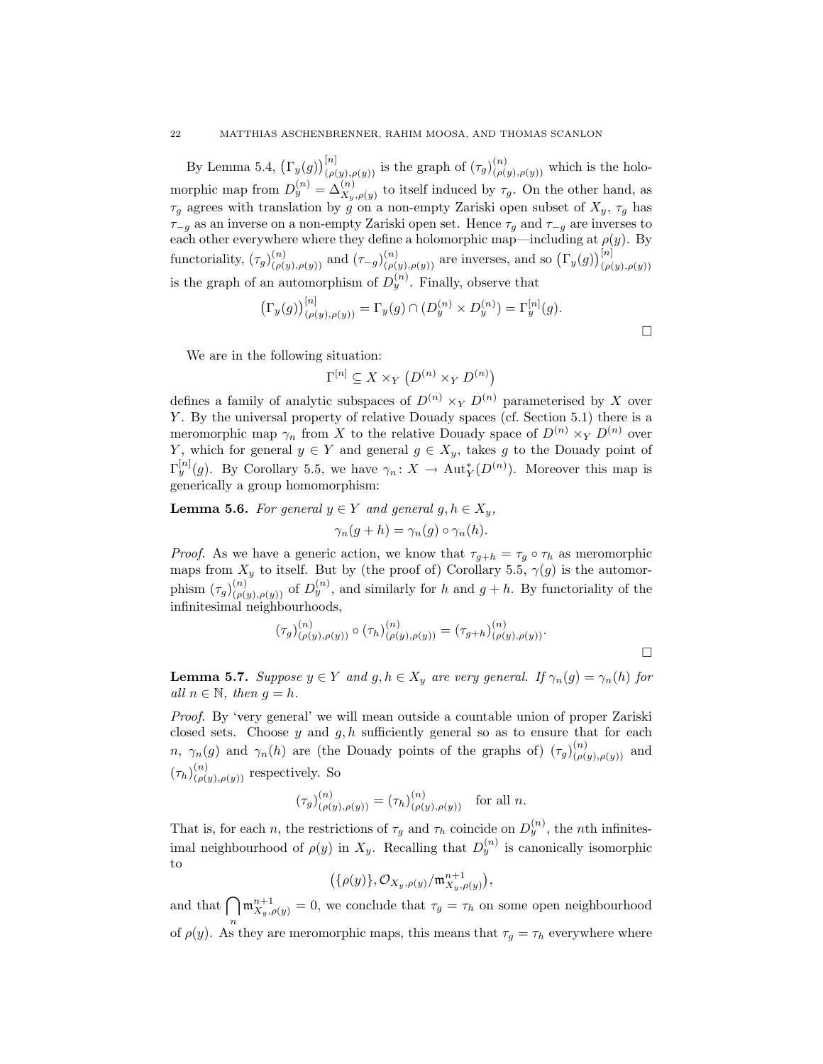By Lemma 5.4, $\big(\Gamma_y(g)\big)^{[n]}_{(\rho(y),\rho(y))}$ is the graph of $(\tau_g)^{(n)}_{(\rho(y),\rho(y))}$ which is the holomorphic map from $D^{(n)}_y = \Delta^{(n)}_{X_y,\rho(y)}$ to itself induced by $\tau_g$. On the other hand, as $\tau_g$ agrees with translation by $g$ on a non-empty Zariski open subset of $X_y$, $\tau_g$ has $\tau_{-g}$ as an inverse on a non-empty Zariski open set. Hence $\tau_g$ and $\tau_{-g}$ are inverses to each other everywhere where they define a holomorphic map—including at $\rho(y)$. By functoriality, $(\tau_g)^{(n)}_{(\rho(y),\rho(y))}$ and $(\tau_{-g})^{(n)}_{(\rho(y),\rho(y))}$ are inverses, and so $\big(\Gamma_y(g)\big)^{[n]}_{(\rho(y),\rho(y))}$ is the graph of an automorphism of $D^{(n)}_y$. Finally, observe that

$$\big(\Gamma_y(g)\big)^{[n]}_{(\rho(y),\rho(y))} = \Gamma_y(g) \cap (D^{(n)}_y \times D^{(n)}_y) = \Gamma^{[n]}_y(g).$$

□

We are in the following situation:

$$\Gamma^{[n]} \subseteq X \times_Y \left(D^{(n)} \times_Y D^{(n)}\right)$$

defines a family of analytic subspaces of $D^{(n)} \times_Y D^{(n)}$ parameterised by $X$ over $Y$. By the universal property of relative Douady spaces (cf. Section 5.1) there is a meromorphic map $\gamma_n$ from $X$ to the relative Douady space of $D^{(n)} \times_Y D^{(n)}$ over $Y$, which for general $y \in Y$ and general $g \in X_y$, takes $g$ to the Douady point of $\Gamma^{[n]}_y(g)$. By Corollary 5.5, we have $\gamma_n : X \to \operatorname{Aut}^*_Y(D^{(n)})$. Moreover this map is generically a group homomorphism:

**Lemma 5.6.** *For general $y \in Y$ and general $g, h \in X_y$,*

$$\gamma_n(g + h) = \gamma_n(g) \circ \gamma_n(h).$$

*Proof.* As we have a generic action, we know that $\tau_{g+h} = \tau_g \circ \tau_h$ as meromorphic maps from $X_y$ to itself. But by (the proof of) Corollary 5.5, $\gamma(g)$ is the automorphism $(\tau_g)^{(n)}_{(\rho(y),\rho(y))}$ of $D^{(n)}_y$, and similarly for $h$ and $g+h$. By functoriality of the infinitesimal neighbourhoods,

$$(\tau_g)^{(n)}_{(\rho(y),\rho(y))} \circ (\tau_h)^{(n)}_{(\rho(y),\rho(y))} = (\tau_{g+h})^{(n)}_{(\rho(y),\rho(y))}.$$

□

**Lemma 5.7.** *Suppose $y \in Y$ and $g, h \in X_y$ are very general. If $\gamma_n(g) = \gamma_n(h)$ for all $n \in \mathbb{N}$, then $g = h$.*

*Proof.* By 'very general' we will mean outside a countable union of proper Zariski closed sets. Choose $y$ and $g, h$ sufficiently general so as to ensure that for each $n$, $\gamma_n(g)$ and $\gamma_n(h)$ are (the Douady points of the graphs of) $(\tau_g)^{(n)}_{(\rho(y),\rho(y))}$ and $(\tau_h)^{(n)}_{(\rho(y),\rho(y))}$ respectively. So

$$(\tau_g)^{(n)}_{(\rho(y),\rho(y))} = (\tau_h)^{(n)}_{(\rho(y),\rho(y))} \quad \text{for all } n.$$

That is, for each $n$, the restrictions of $\tau_g$ and $\tau_h$ coincide on $D^{(n)}_y$, the $n$th infinitesimal neighbourhood of $\rho(y)$ in $X_y$. Recalling that $D^{(n)}_y$ is canonically isomorphic to

$$\left(\{\rho(y)\}, \mathcal{O}_{X_y,\rho(y)}/\mathfrak{m}^{n+1}_{X_y,\rho(y)}\right),$$

and that $\bigcap_n \mathfrak{m}^{n+1}_{X_y,\rho(y)} = 0$, we conclude that $\tau_g = \tau_h$ on some open neighbourhood of $\rho(y)$. As they are meromorphic maps, this means that $\tau_g = \tau_h$ everywhere where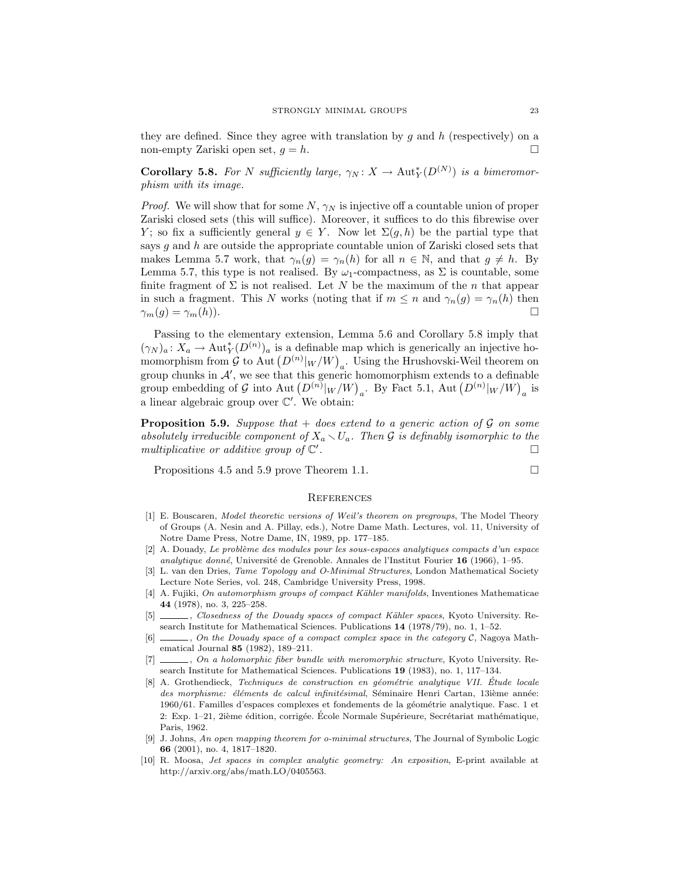they are defined. Since they agree with translation by $g$ and $h$ (respectively) on a non-empty Zariski open set, $g = h$. □

**Corollary 5.8.** *For $N$ sufficiently large, $\gamma_N : X \to \mathrm{Aut}^*_Y(D^{(N)})$ is a bimeromorphism with its image.*

*Proof.* We will show that for some $N$, $\gamma_N$ is injective off a countable union of proper Zariski closed sets (this will suffice). Moreover, it suffices to do this fibrewise over $Y$; so fix a sufficiently general $y \in Y$. Now let $\Sigma(g, h)$ be the partial type that says $g$ and $h$ are outside the appropriate countable union of Zariski closed sets that makes Lemma 5.7 work, that $\gamma_n(g) = \gamma_n(h)$ for all $n \in \mathbb{N}$, and that $g \neq h$. By Lemma 5.7, this type is not realised. By $\omega_1$-compactness, as $\Sigma$ is countable, some finite fragment of $\Sigma$ is not realised. Let $N$ be the maximum of the $n$ that appear in such a fragment. This $N$ works (noting that if $m \leq n$ and $\gamma_n(g) = \gamma_n(h)$ then $\gamma_m(g) = \gamma_m(h)$). □

Passing to the elementary extension, Lemma 5.6 and Corollary 5.8 imply that $(\gamma_N)_a : X_a \to \mathrm{Aut}^*_Y(D^{(n)})_a$ is a definable map which is generically an injective homomorphism from $\mathcal{G}$ to $\mathrm{Aut}\left(D^{(n)}|_W/W\right)_a$. Using the Hrushovski-Weil theorem on group chunks in $\mathcal{A}'$, we see that this generic homomorphism extends to a definable group embedding of $\mathcal{G}$ into $\mathrm{Aut}\left(D^{(n)}|_W/W\right)_a$. By Fact 5.1, $\mathrm{Aut}\left(D^{(n)}|_W/W\right)_a$ is a linear algebraic group over $\mathbb{C}'$. We obtain:

**Proposition 5.9.** *Suppose that $+$ does extend to a generic action of $\mathcal{G}$ on some absolutely irreducible component of $X_a \setminus U_a$. Then $\mathcal{G}$ is definably isomorphic to the multiplicative or additive group of $\mathbb{C}'$.* □

Propositions 4.5 and 5.9 prove Theorem 1.1. □

## References

[1] E. Bouscaren, *Model theoretic versions of Weil's theorem on pregroups*, The Model Theory of Groups (A. Nesin and A. Pillay, eds.), Notre Dame Math. Lectures, vol. 11, University of Notre Dame Press, Notre Dame, IN, 1989, pp. 177–185.

[2] A. Douady, *Le problème des modules pour les sous-espaces analytiques compacts d'un espace analytique donné*, Université de Grenoble. Annales de l'Institut Fourier **16** (1966), 1–95.

[3] L. van den Dries, *Tame Topology and O-Minimal Structures*, London Mathematical Society Lecture Note Series, vol. 248, Cambridge University Press, 1998.

[4] A. Fujiki, *On automorphism groups of compact Kähler manifolds*, Inventiones Mathematicae **44** (1978), no. 3, 225–258.

[5] ______, *Closedness of the Douady spaces of compact Kähler spaces*, Kyoto University. Research Institute for Mathematical Sciences. Publications **14** (1978/79), no. 1, 1–52.

[6] ______, *On the Douady space of a compact complex space in the category $\mathcal{C}$*, Nagoya Mathematical Journal **85** (1982), 189–211.

[7] ______, *On a holomorphic fiber bundle with meromorphic structure*, Kyoto University. Research Institute for Mathematical Sciences. Publications **19** (1983), no. 1, 117–134.

[8] A. Grothendieck, *Techniques de construction en géométrie analytique VII. Étude locale des morphisme: éléments de calcul infinitésimal*, Séminaire Henri Cartan, 13ième année: 1960/61. Familles d'espaces complexes et fondements de la géométrie analytique. Fasc. 1 et 2: Exp. 1–21, 2ième édition, corrigée. École Normale Supérieure, Secrétariat mathématique, Paris, 1962.

[9] J. Johns, *An open mapping theorem for o-minimal structures*, The Journal of Symbolic Logic **66** (2001), no. 4, 1817–1820.

[10] R. Moosa, *Jet spaces in complex analytic geometry: An exposition*, E-print available at http://arxiv.org/abs/math.LO/0405563.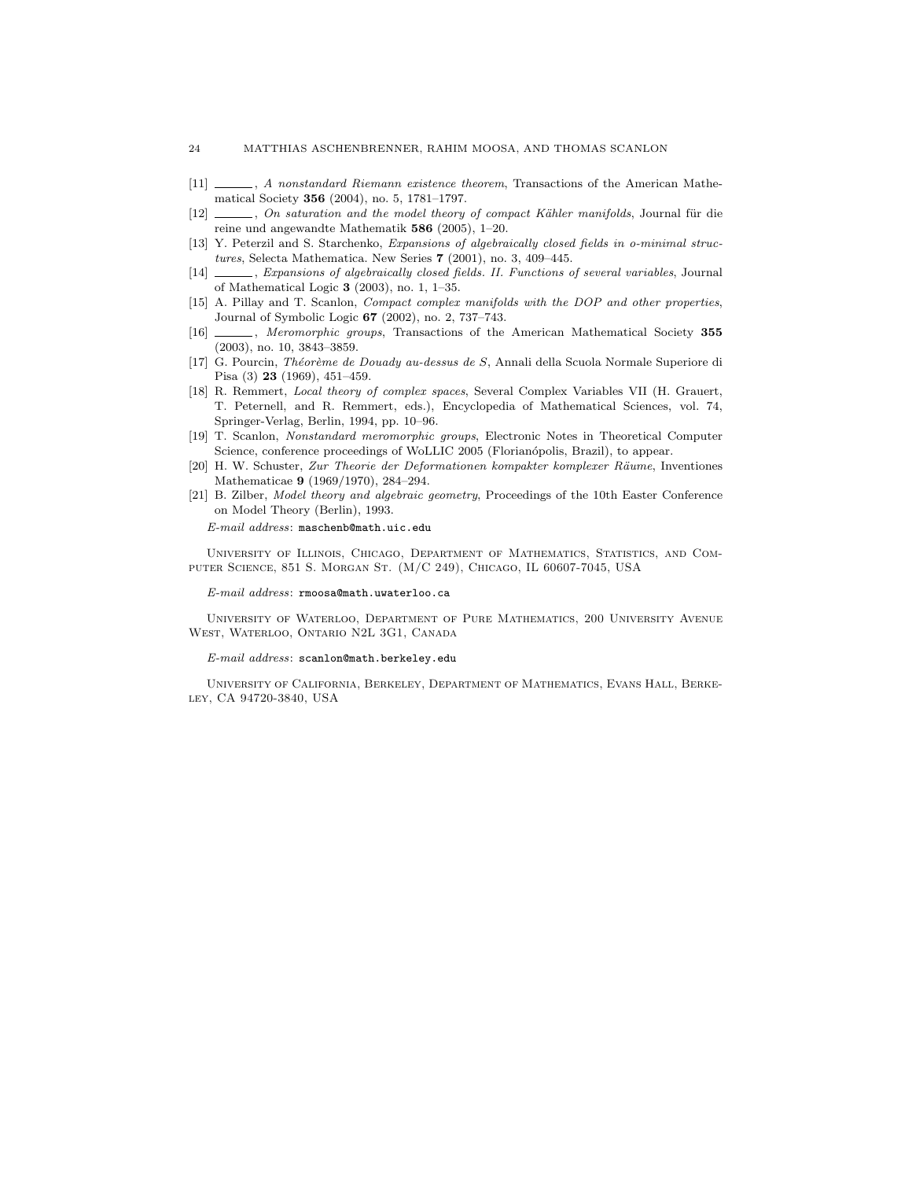[11] ______, *A nonstandard Riemann existence theorem*, Transactions of the American Mathematical Society **356** (2004), no. 5, 1781–1797.

[12] ______, *On saturation and the model theory of compact Kähler manifolds*, Journal für die reine und angewandte Mathematik **586** (2005), 1–20.

[13] Y. Peterzil and S. Starchenko, *Expansions of algebraically closed fields in o-minimal structures*, Selecta Mathematica. New Series **7** (2001), no. 3, 409–445.

[14] ______, *Expansions of algebraically closed fields. II. Functions of several variables*, Journal of Mathematical Logic **3** (2003), no. 1, 1–35.

[15] A. Pillay and T. Scanlon, *Compact complex manifolds with the DOP and other properties*, Journal of Symbolic Logic **67** (2002), no. 2, 737–743.

[16] ______, *Meromorphic groups*, Transactions of the American Mathematical Society **355** (2003), no. 10, 3843–3859.

[17] G. Pourcin, *Théorème de Douady au-dessus de S*, Annali della Scuola Normale Superiore di Pisa (3) **23** (1969), 451–459.

[18] R. Remmert, *Local theory of complex spaces*, Several Complex Variables VII (H. Grauert, T. Peternell, and R. Remmert, eds.), Encyclopedia of Mathematical Sciences, vol. 74, Springer-Verlag, Berlin, 1994, pp. 10–96.

[19] T. Scanlon, *Nonstandard meromorphic groups*, Electronic Notes in Theoretical Computer Science, conference proceedings of WoLLIC 2005 (Florianópolis, Brazil), to appear.

[20] H. W. Schuster, *Zur Theorie der Deformationen kompakter komplexer Räume*, Inventiones Mathematicae **9** (1969/1970), 284–294.

[21] B. Zilber, *Model theory and algebraic geometry*, Proceedings of the 10th Easter Conference on Model Theory (Berlin), 1993.

*E-mail address*: `maschenb@math.uic.edu`

University of Illinois, Chicago, Department of Mathematics, Statistics, and Computer Science, 851 S. Morgan St. (M/C 249), Chicago, IL 60607-7045, USA

*E-mail address*: `rmoosa@math.uwaterloo.ca`

University of Waterloo, Department of Pure Mathematics, 200 University Avenue West, Waterloo, Ontario N2L 3G1, Canada

*E-mail address*: `scanlon@math.berkeley.edu`

University of California, Berkeley, Department of Mathematics, Evans Hall, Berkeley, CA 94720-3840, USA